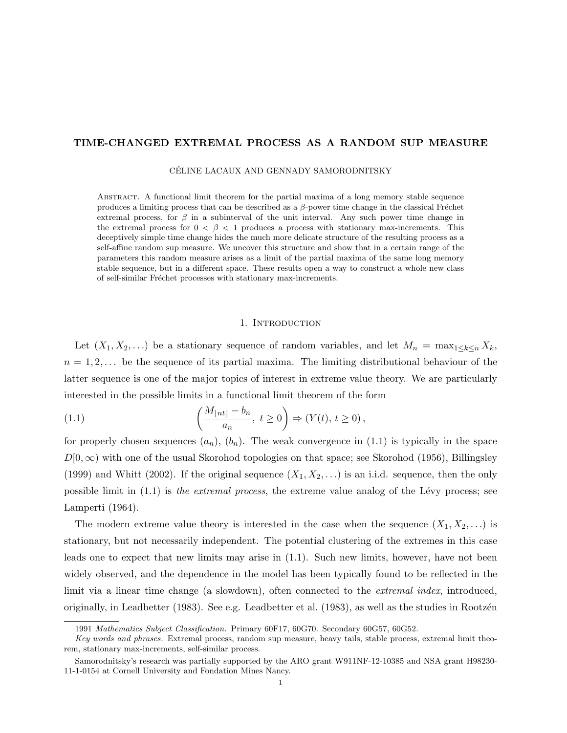# TIME-CHANGED EXTREMAL PROCESS AS A RANDOM SUP MEASURE

CÉLINE LACAUX AND GENNADY SAMORODNITSKY

Abstract. A functional limit theorem for the partial maxima of a long memory stable sequence produces a limiting process that can be described as a $\beta$-power time change in the classical Fréchet extremal process, for $\beta$ in a subinterval of the unit interval. Any such power time change in the extremal process for $0 < \beta < 1$ produces a process with stationary max-increments. This deceptively simple time change hides the much more delicate structure of the resulting process as a self-affine random sup measure. We uncover this structure and show that in a certain range of the parameters this random measure arises as a limit of the partial maxima of the same long memory stable sequence, but in a different space. These results open a way to construct a whole new class of self-similar Fréchet processes with stationary max-increments.

## 1. Introduction

Let $(X_1, X_2, \ldots)$ be a stationary sequence of random variables, and let $M_n = \max_{1\le k\le n} X_k$, $n = 1, 2, \ldots$ be the sequence of its partial maxima. The limiting distributional behaviour of the latter sequence is one of the major topics of interest in extreme value theory. We are particularly interested in the possible limits in a functional limit theorem of the form

$$\left(\frac{M_{\lfloor nt\rfloor} - b_n}{a_n},\ t \ge 0\right) \Rightarrow (Y(t),\ t \ge 0)\,, \tag{1.1}$$

for properly chosen sequences $(a_n)$, $(b_n)$. The weak convergence in (1.1) is typically in the space $D[0,\infty)$ with one of the usual Skorohod topologies on that space; see Skorohod (1956), Billingsley (1999) and Whitt (2002). If the original sequence $(X_1, X_2, \ldots)$ is an i.i.d. sequence, then the only possible limit in (1.1) is *the extremal process*, the extreme value analog of the Lévy process; see Lamperti (1964).

The modern extreme value theory is interested in the case when the sequence $(X_1, X_2, \ldots)$ is stationary, but not necessarily independent. The potential clustering of the extremes in this case leads one to expect that new limits may arise in (1.1). Such new limits, however, have not been widely observed, and the dependence in the model has been typically found to be reflected in the limit via a linear time change (a slowdown), often connected to the *extremal index*, introduced, originally, in Leadbetter (1983). See e.g. Leadbetter et al. (1983), as well as the studies in Rootzén

---

1991 *Mathematics Subject Classification.* Primary 60F17, 60G70. Secondary 60G57, 60G52.

*Key words and phrases.* Extremal process, random sup measure, heavy tails, stable process, extremal limit theorem, stationary max-increments, self-similar process.

Samorodnitsky's research was partially supported by the ARO grant W911NF-12-10385 and NSA grant H98230-11-1-0154 at Cornell University and Fondation Mines Nancy.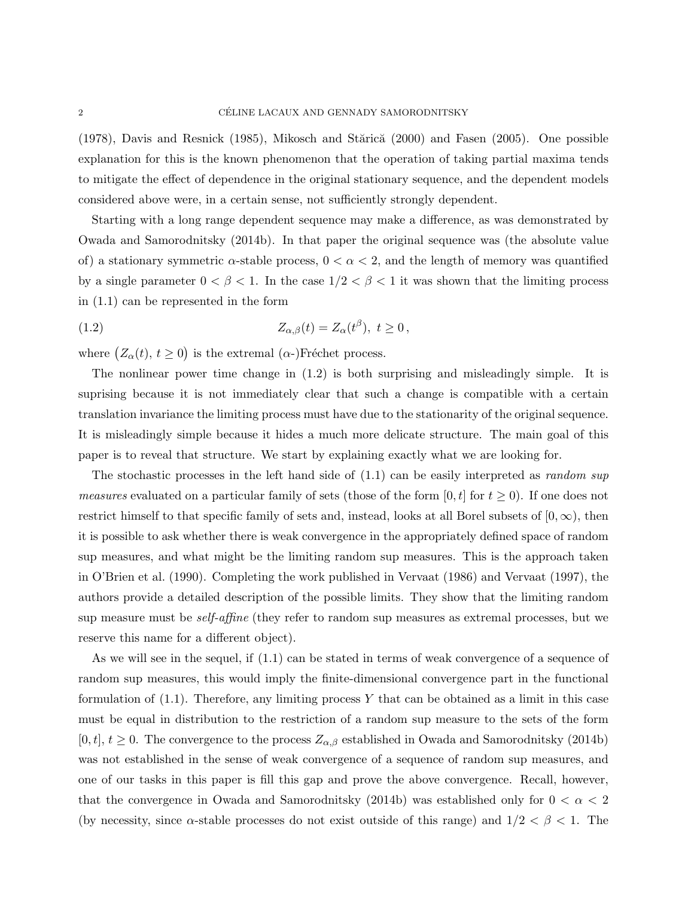(1978), Davis and Resnick (1985), Mikosch and Stărică (2000) and Fasen (2005). One possible explanation for this is the known phenomenon that the operation of taking partial maxima tends to mitigate the effect of dependence in the original stationary sequence, and the dependent models considered above were, in a certain sense, not sufficiently strongly dependent.

Starting with a long range dependent sequence may make a difference, as was demonstrated by Owada and Samorodnitsky (2014b). In that paper the original sequence was (the absolute value of) a stationary symmetric $\alpha$-stable process, $0 < \alpha < 2$, and the length of memory was quantified by a single parameter $0 < \beta < 1$. In the case $1/2 < \beta < 1$ it was shown that the limiting process in (1.1) can be represented in the form

$$Z_{\alpha,\beta}(t) = Z_\alpha(t^\beta),\ t \geq 0\,, \tag{1.2}$$

where $\big(Z_\alpha(t),\, t \geq 0\big)$ is the extremal ($\alpha$-)Fréchet process.

The nonlinear power time change in (1.2) is both surprising and misleadingly simple. It is suprising because it is not immediately clear that such a change is compatible with a certain translation invariance the limiting process must have due to the stationarity of the original sequence. It is misleadingly simple because it hides a much more delicate structure. The main goal of this paper is to reveal that structure. We start by explaining exactly what we are looking for.

The stochastic processes in the left hand side of (1.1) can be easily interpreted as *random sup measures* evaluated on a particular family of sets (those of the form $[0, t]$ for $t \geq 0$). If one does not restrict himself to that specific family of sets and, instead, looks at all Borel subsets of $[0, \infty)$, then it is possible to ask whether there is weak convergence in the appropriately defined space of random sup measures, and what might be the limiting random sup measures. This is the approach taken in O'Brien et al. (1990). Completing the work published in Vervaat (1986) and Vervaat (1997), the authors provide a detailed description of the possible limits. They show that the limiting random sup measure must be *self-affine* (they refer to random sup measures as extremal processes, but we reserve this name for a different object).

As we will see in the sequel, if (1.1) can be stated in terms of weak convergence of a sequence of random sup measures, this would imply the finite-dimensional convergence part in the functional formulation of (1.1). Therefore, any limiting process $Y$ that can be obtained as a limit in this case must be equal in distribution to the restriction of a random sup measure to the sets of the form $[0, t]$, $t \geq 0$. The convergence to the process $Z_{\alpha,\beta}$ established in Owada and Samorodnitsky (2014b) was not established in the sense of weak convergence of a sequence of random sup measures, and one of our tasks in this paper is fill this gap and prove the above convergence. Recall, however, that the convergence in Owada and Samorodnitsky (2014b) was established only for $0 < \alpha < 2$ (by necessity, since $\alpha$-stable processes do not exist outside of this range) and $1/2 < \beta < 1$. The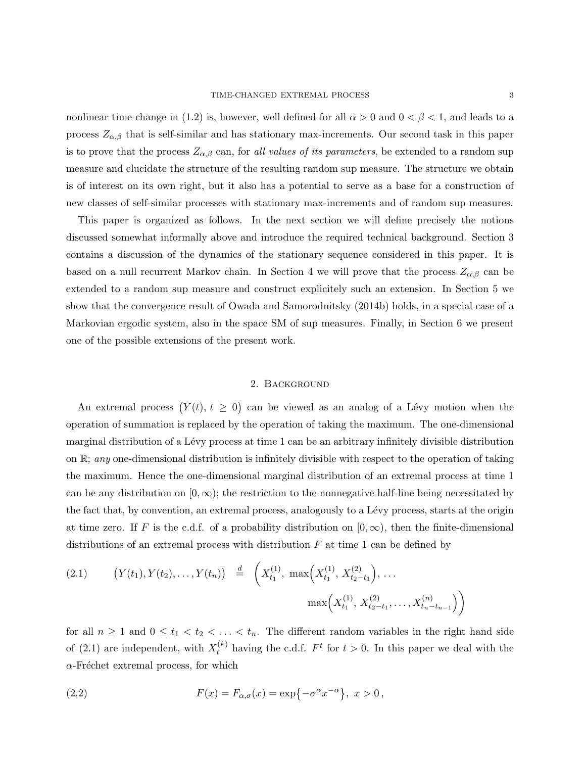nonlinear time change in (1.2) is, however, well defined for all $\alpha > 0$ and $0 < \beta < 1$, and leads to a process $Z_{\alpha,\beta}$ that is self-similar and has stationary max-increments. Our second task in this paper is to prove that the process $Z_{\alpha,\beta}$ can, for *all values of its parameters*, be extended to a random sup measure and elucidate the structure of the resulting random sup measure. The structure we obtain is of interest on its own right, but it also has a potential to serve as a base for a construction of new classes of self-similar processes with stationary max-increments and of random sup measures.

This paper is organized as follows. In the next section we will define precisely the notions discussed somewhat informally above and introduce the required technical background. Section 3 contains a discussion of the dynamics of the stationary sequence considered in this paper. It is based on a null recurrent Markov chain. In Section 4 we will prove that the process $Z_{\alpha,\beta}$ can be extended to a random sup measure and construct explicitely such an extension. In Section 5 we show that the convergence result of Owada and Samorodnitsky (2014b) holds, in a special case of a Markovian ergodic system, also in the space SM of sup measures. Finally, in Section 6 we present one of the possible extensions of the present work.

## 2. Background

An extremal process $\big(Y(t),\, t \geq 0\big)$ can be viewed as an analog of a Lévy motion when the operation of summation is replaced by the operation of taking the maximum. The one-dimensional marginal distribution of a Lévy process at time 1 can be an arbitrary infinitely divisible distribution on $\mathbb{R}$; *any* one-dimensional distribution is infinitely divisible with respect to the operation of taking the maximum. Hence the one-dimensional marginal distribution of an extremal process at time 1 can be any distribution on $[0, \infty)$; the restriction to the nonnegative half-line being necessitated by the fact that, by convention, an extremal process, analogously to a Lévy process, starts at the origin at time zero. If $F$ is the c.d.f. of a probability distribution on $[0, \infty)$, then the finite-dimensional distributions of an extremal process with distribution $F$ at time 1 can be defined by

$$
\big(Y(t_1), Y(t_2), \ldots, Y(t_n)\big) \overset{d}{=} \Big(X^{(1)}_{t_1},\ \max\Big(X^{(1)}_{t_1},\, X^{(2)}_{t_2-t_1}\Big), \ldots \max\Big(X^{(1)}_{t_1},\, X^{(2)}_{t_2-t_1}, \ldots, X^{(n)}_{t_n-t_{n-1}}\Big)\Big) \tag{2.1}
$$

for all $n \geq 1$ and $0 \leq t_1 < t_2 < \ldots < t_n$. The different random variables in the right hand side of (2.1) are independent, with $X^{(k)}_t$ having the c.d.f. $F^t$ for $t > 0$. In this paper we deal with the $\alpha$-Fréchet extremal process, for which

$$
F(x) = F_{\alpha,\sigma}(x) = \exp\big\{-\sigma^\alpha x^{-\alpha}\big\},\ x > 0\,, \tag{2.2}
$$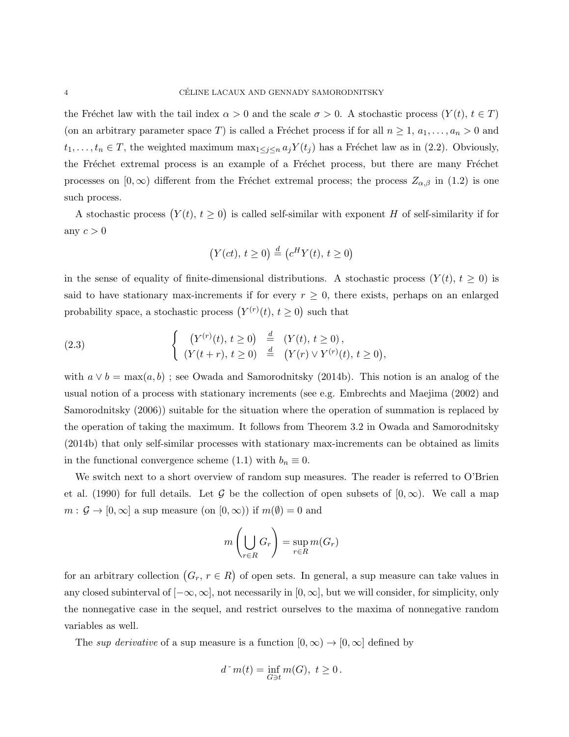the Fréchet law with the tail index $\alpha > 0$ and the scale $\sigma > 0$. A stochastic process $(Y(t),\, t \in T)$ (on an arbitrary parameter space $T$) is called a Fréchet process if for all $n \geq 1$, $a_1, \ldots, a_n > 0$ and $t_1, \ldots, t_n \in T$, the weighted maximum $\max_{1\leq j\leq n} a_j Y(t_j)$ has a Fréchet law as in (2.2). Obviously, the Fréchet extremal process is an example of a Fréchet process, but there are many Fréchet processes on $[0, \infty)$ different from the Fréchet extremal process; the process $Z_{\alpha,\beta}$ in (1.2) is one such process.

A stochastic process $\big(Y(t),\, t \geq 0\big)$ is called self-similar with exponent $H$ of self-similarity if for any $c > 0$

$$
\big(Y(ct),\, t \geq 0\big) \stackrel{d}{=} \big(c^H Y(t),\, t \geq 0\big)
$$

in the sense of equality of finite-dimensional distributions. A stochastic process $(Y(t),\, t \geq 0)$ is said to have stationary max-increments if for every $r \geq 0$, there exists, perhaps on an enlarged probability space, a stochastic process $\big(Y^{(r)}(t),\, t \geq 0\big)$ such that

$$
\left\{ \begin{array}{ccc} \big(Y^{(r)}(t),\, t \geq 0\big) & \stackrel{d}{=} & (Y(t),\, t \geq 0)\,, \\ (Y(t+r),\, t \geq 0) & \stackrel{d}{=} & \big(Y(r) \vee Y^{(r)}(t),\, t \geq 0\big), \end{array} \right. \tag{2.3}
$$

with $a \vee b = \max(a, b)$ ; see Owada and Samorodnitsky (2014b). This notion is an analog of the usual notion of a process with stationary increments (see e.g. Embrechts and Maejima (2002) and Samorodnitsky (2006)) suitable for the situation where the operation of summation is replaced by the operation of taking the maximum. It follows from Theorem 3.2 in Owada and Samorodnitsky (2014b) that only self-similar processes with stationary max-increments can be obtained as limits in the functional convergence scheme (1.1) with $b_n \equiv 0$.

We switch next to a short overview of random sup measures. The reader is referred to O'Brien et al. (1990) for full details. Let $\mathcal{G}$ be the collection of open subsets of $[0, \infty)$. We call a map $m : \mathcal{G} \to [0, \infty]$ a sup measure (on $[0, \infty)$) if $m(\emptyset) = 0$ and

$$
m\left(\bigcup_{r\in R} G_r\right) = \sup_{r\in R} m(G_r)
$$

for an arbitrary collection $\big(G_r,\, r \in R\big)$ of open sets. In general, a sup measure can take values in any closed subinterval of $[-\infty, \infty]$, not necessarily in $[0, \infty]$, but we will consider, for simplicity, only the nonnegative case in the sequel, and restrict ourselves to the maxima of nonnegative random variables as well.

The *sup derivative* of a sup measure is a function $[0, \infty) \to [0, \infty]$ defined by

$$
d^{\vee} m(t) = \inf_{G \ni t} m(G),\ t \geq 0\,.
$$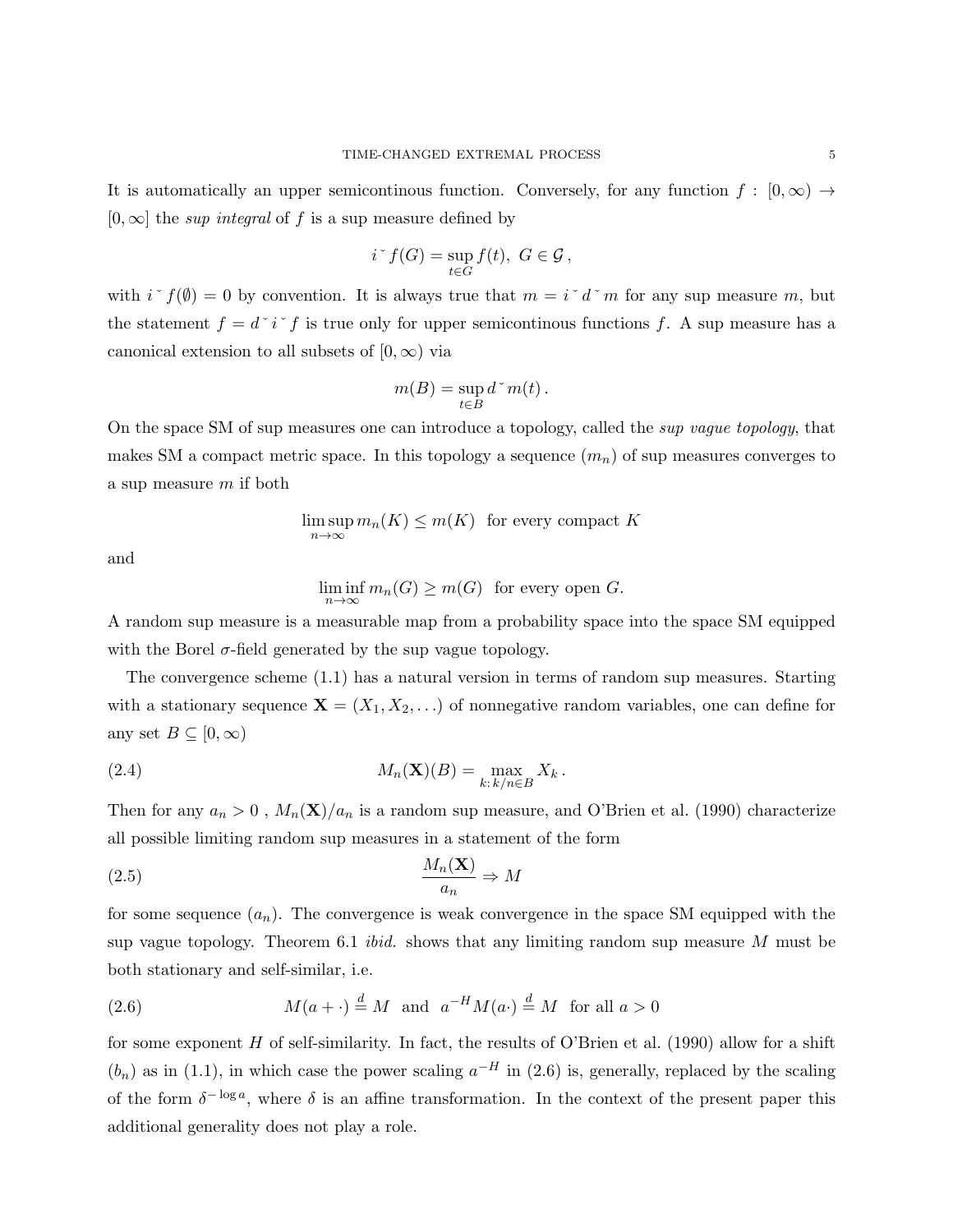It is automatically an upper semicontinous function. Conversely, for any function $f : [0,\infty) \to [0,\infty]$ the *sup integral* of $f$ is a sup measure defined by

$$i^\vee f(G) = \sup_{t \in G} f(t), \; G \in \mathcal{G} \, ,$$

with $i^\vee f(\emptyset) = 0$ by convention. It is always true that $m = i^\vee d^\vee m$ for any sup measure $m$, but the statement $f = d^\vee i^\vee f$ is true only for upper semicontinous functions $f$. A sup measure has a canonical extension to all subsets of $[0,\infty)$ via

$$m(B) = \sup_{t \in B} d^\vee m(t) \, .$$

On the space SM of sup measures one can introduce a topology, called the *sup vague topology*, that makes SM a compact metric space. In this topology a sequence $(m_n)$ of sup measures converges to a sup measure $m$ if both

$$\limsup_{n\to\infty} m_n(K) \le m(K) \;\; \text{for every compact } K$$

and

$$\liminf_{n\to\infty} m_n(G) \ge m(G) \;\; \text{for every open } G.$$

A random sup measure is a measurable map from a probability space into the space SM equipped with the Borel $\sigma$-field generated by the sup vague topology.

The convergence scheme (1.1) has a natural version in terms of random sup measures. Starting with a stationary sequence $\mathbf{X} = (X_1, X_2, \ldots)$ of nonnegative random variables, one can define for any set $B \subseteq [0,\infty)$

$$M_n(\mathbf{X})(B) = \max_{k:\, k/n \in B} X_k \, . \tag{2.4}$$

Then for any $a_n > 0$ , $M_n(\mathbf{X})/a_n$ is a random sup measure, and O'Brien et al. (1990) characterize all possible limiting random sup measures in a statement of the form

$$\frac{M_n(\mathbf{X})}{a_n} \Rightarrow M \tag{2.5}$$

for some sequence $(a_n)$. The convergence is weak convergence in the space SM equipped with the sup vague topology. Theorem 6.1 *ibid.* shows that any limiting random sup measure $M$ must be both stationary and self-similar, i.e.

$$M(a + \cdot) \overset{d}{=} M \;\; \text{and} \;\; a^{-H} M(a \cdot) \overset{d}{=} M \;\; \text{for all } a > 0 \tag{2.6}$$

for some exponent $H$ of self-similarity. In fact, the results of O'Brien et al. (1990) allow for a shift $(b_n)$ as in (1.1), in which case the power scaling $a^{-H}$ in (2.6) is, generally, replaced by the scaling of the form $\delta^{-\log a}$, where $\delta$ is an affine transformation. In the context of the present paper this additional generality does not play a role.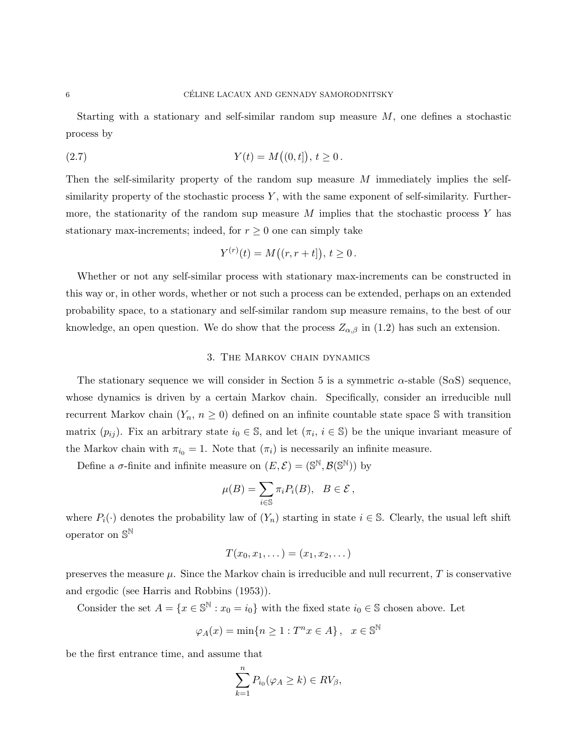Starting with a stationary and self-similar random sup measure $M$, one defines a stochastic process by

$$Y(t) = M\big((0,t]\big),\ t \geq 0\,. \tag{2.7}$$

Then the self-similarity property of the random sup measure $M$ immediately implies the self-similarity property of the stochastic process $Y$, with the same exponent of self-similarity. Furthermore, the stationarity of the random sup measure $M$ implies that the stochastic process $Y$ has stationary max-increments; indeed, for $r \geq 0$ one can simply take

$$Y^{(r)}(t) = M\big((r, r+t]\big),\ t \geq 0\,.$$

Whether or not any self-similar process with stationary max-increments can be constructed in this way or, in other words, whether or not such a process can be extended, perhaps on an extended probability space, to a stationary and self-similar random sup measure remains, to the best of our knowledge, an open question. We do show that the process $Z_{\alpha,\beta}$ in (1.2) has such an extension.

## 3. The Markov chain dynamics

The stationary sequence we will consider in Section 5 is a symmetric $\alpha$-stable (S$\alpha$S) sequence, whose dynamics is driven by a certain Markov chain. Specifically, consider an irreducible null recurrent Markov chain $(Y_n,\ n \geq 0)$ defined on an infinite countable state space $\mathbb{S}$ with transition matrix $(p_{ij})$. Fix an arbitrary state $i_0 \in \mathbb{S}$, and let $(\pi_i,\ i \in \mathbb{S})$ be the unique invariant measure of the Markov chain with $\pi_{i_0} = 1$. Note that $(\pi_i)$ is necessarily an infinite measure.

Define a $\sigma$-finite and infinite measure on $(E, \mathcal{E}) = (\mathbb{S}^{\mathbb{N}}, \mathcal{B}(\mathbb{S}^{\mathbb{N}}))$ by

$$\mu(B) = \sum_{i \in \mathbb{S}} \pi_i P_i(B), \quad B \in \mathcal{E}\,,$$

where $P_i(\cdot)$ denotes the probability law of $(Y_n)$ starting in state $i \in \mathbb{S}$. Clearly, the usual left shift operator on $\mathbb{S}^{\mathbb{N}}$

$$T(x_0, x_1, \dots) = (x_1, x_2, \dots)$$

preserves the measure $\mu$. Since the Markov chain is irreducible and null recurrent, $T$ is conservative and ergodic (see Harris and Robbins (1953)).

Consider the set $A = \{x \in \mathbb{S}^{\mathbb{N}} : x_0 = i_0\}$ with the fixed state $i_0 \in \mathbb{S}$ chosen above. Let

$$\varphi_A(x) = \min\{n \geq 1 : T^n x \in A\}\,, \quad x \in \mathbb{S}^{\mathbb{N}}$$

be the first entrance time, and assume that

$$\sum_{k=1}^{n} P_{i_0}(\varphi_A \geq k) \in RV_\beta,$$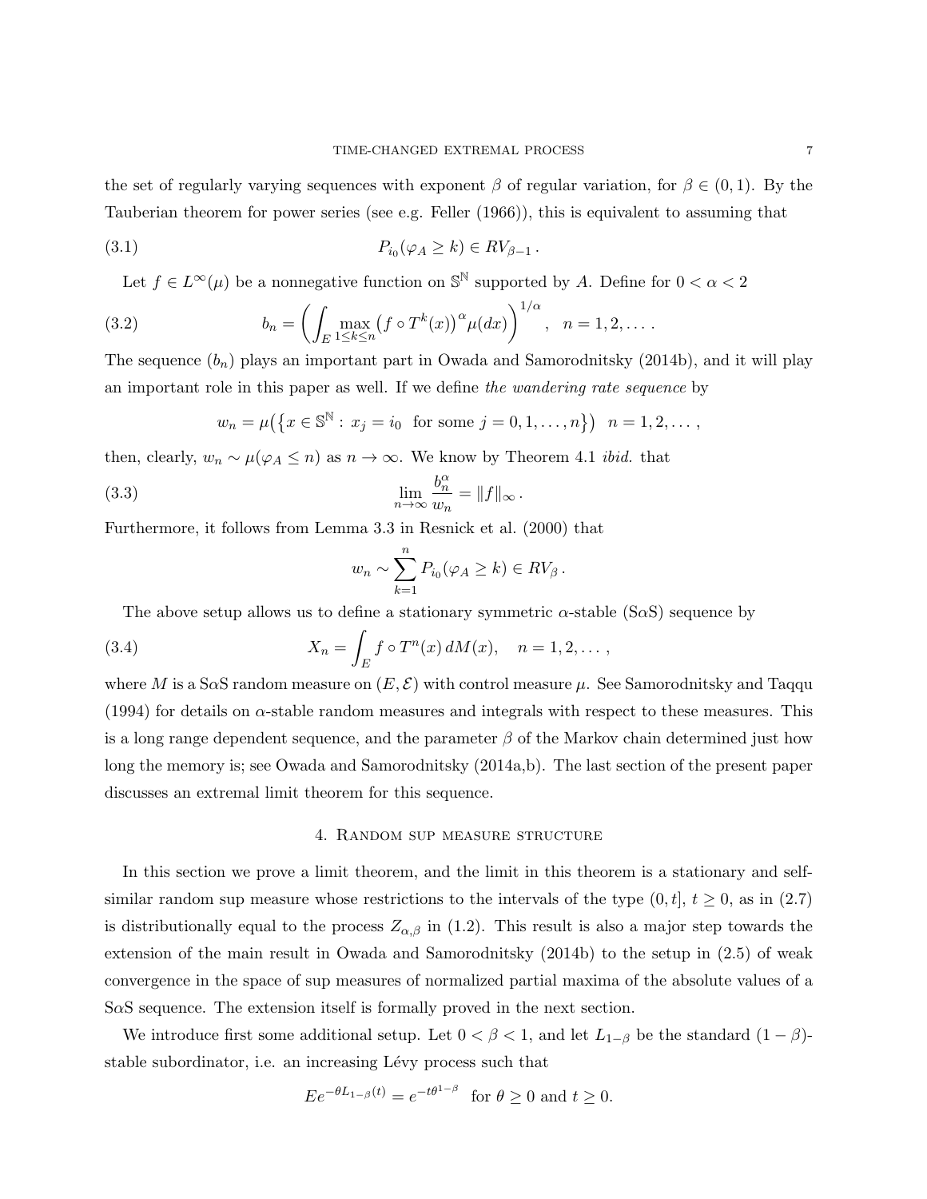the set of regularly varying sequences with exponent $\beta$ of regular variation, for $\beta \in (0,1)$. By the Tauberian theorem for power series (see e.g. Feller (1966)), this is equivalent to assuming that

$$P_{i_0}(\varphi_A \geq k) \in RV_{\beta-1}\,. \tag{3.1}$$

Let $f \in L^\infty(\mu)$ be a nonnegative function on $\mathbb{S}^{\mathbb{N}}$ supported by $A$. Define for $0 < \alpha < 2$

$$b_n = \left( \int_E \max_{1 \leq k \leq n} \big(f \circ T^k(x)\big)^\alpha \mu(dx) \right)^{1/\alpha}, \quad n = 1, 2, \ldots\,. \tag{3.2}$$

The sequence $(b_n)$ plays an important part in Owada and Samorodnitsky (2014b), and it will play an important role in this paper as well. If we define *the wandering rate sequence* by

$$w_n = \mu\big(\{x \in \mathbb{S}^{\mathbb{N}} : \, x_j = i_0 \text{ for some } j = 0, 1, \ldots, n\}\big) \quad n = 1, 2, \ldots\,,$$

then, clearly, $w_n \sim \mu(\varphi_A \leq n)$ as $n \to \infty$. We know by Theorem 4.1 *ibid.* that

$$\lim_{n \to \infty} \frac{b_n^\alpha}{w_n} = \|f\|_\infty\,. \tag{3.3}$$

Furthermore, it follows from Lemma 3.3 in Resnick et al. (2000) that

$$w_n \sim \sum_{k=1}^{n} P_{i_0}(\varphi_A \geq k) \in RV_\beta\,.$$

The above setup allows us to define a stationary symmetric $\alpha$-stable (S$\alpha$S) sequence by

$$X_n = \int_E f \circ T^n(x)\, dM(x), \quad n = 1, 2, \ldots\,, \tag{3.4}$$

where $M$ is a S$\alpha$S random measure on $(E, \mathcal{E})$ with control measure $\mu$. See Samorodnitsky and Taqqu (1994) for details on $\alpha$-stable random measures and integrals with respect to these measures. This is a long range dependent sequence, and the parameter $\beta$ of the Markov chain determined just how long the memory is; see Owada and Samorodnitsky (2014a,b). The last section of the present paper discusses an extremal limit theorem for this sequence.

## 4. Random sup measure structure

In this section we prove a limit theorem, and the limit in this theorem is a stationary and self-similar random sup measure whose restrictions to the intervals of the type $(0,t]$, $t \geq 0$, as in (2.7) is distributionally equal to the process $Z_{\alpha,\beta}$ in (1.2). This result is also a major step towards the extension of the main result in Owada and Samorodnitsky (2014b) to the setup in (2.5) of weak convergence in the space of sup measures of normalized partial maxima of the absolute values of a S$\alpha$S sequence. The extension itself is formally proved in the next section.

We introduce first some additional setup. Let $0 < \beta < 1$, and let $L_{1-\beta}$ be the standard $(1-\beta)$-stable subordinator, i.e. an increasing Lévy process such that

$$Ee^{-\theta L_{1-\beta}(t)} = e^{-t\theta^{1-\beta}} \text{ for } \theta \geq 0 \text{ and } t \geq 0.$$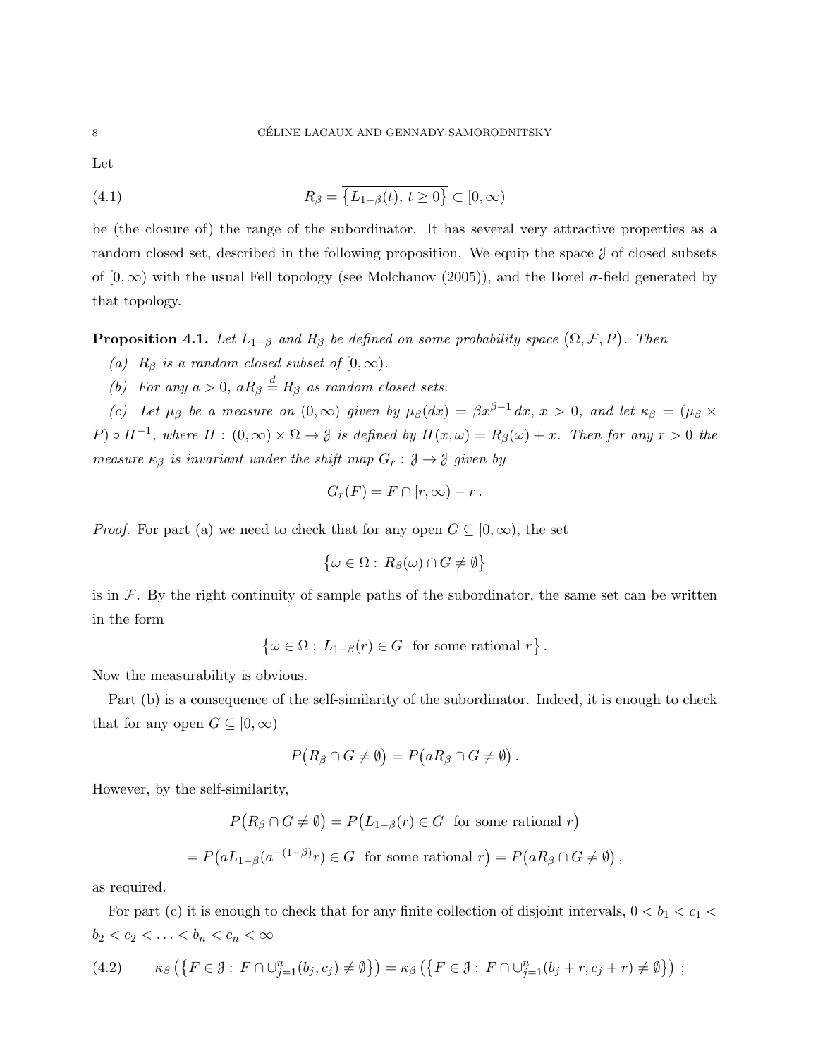Let

$$R_\beta = \overline{\{L_{1-\beta}(t),\, t \geq 0\}} \subset [0, \infty) \tag{4.1}$$

be (the closure of) the range of the subordinator. It has several very attractive properties as a random closed set, described in the following proposition. We equip the space $\mathfrak{F}$ of closed subsets of $[0, \infty)$ with the usual Fell topology (see Molchanov (2005)), and the Borel $\sigma$-field generated by that topology.

**Proposition 4.1.** *Let $L_{1-\beta}$ and $R_\beta$ be defined on some probability space $(\Omega, \mathcal{F}, P)$. Then*

*(a) $R_\beta$ is a random closed subset of $[0, \infty)$.*

*(b) For any $a > 0$, $aR_\beta \stackrel{d}{=} R_\beta$ as random closed sets.*

*(c) Let $\mu_\beta$ be a measure on $(0, \infty)$ given by $\mu_\beta(dx) = \beta x^{\beta-1}\, dx$, $x > 0$, and let $\kappa_\beta = (\mu_\beta \times P) \circ H^{-1}$, where $H : (0, \infty) \times \Omega \to \mathfrak{F}$ is defined by $H(x, \omega) = R_\beta(\omega) + x$. Then for any $r > 0$ the measure $\kappa_\beta$ is invariant under the shift map $G_r : \mathfrak{F} \to \mathfrak{F}$ given by*

$$G_r(F) = F \cap [r, \infty) - r\,.$$

*Proof.* For part (a) we need to check that for any open $G \subseteq [0, \infty)$, the set

$$\{\omega \in \Omega :\, R_\beta(\omega) \cap G \neq \emptyset\}$$

is in $\mathcal{F}$. By the right continuity of sample paths of the subordinator, the same set can be written in the form

$$\{\omega \in \Omega :\, L_{1-\beta}(r) \in G \ \text{ for some rational } r\}\,.$$

Now the measurability is obvious.

Part (b) is a consequence of the self-similarity of the subordinator. Indeed, it is enough to check that for any open $G \subseteq [0, \infty)$

$$P\big(R_\beta \cap G \neq \emptyset\big) = P\big(aR_\beta \cap G \neq \emptyset\big)\,.$$

However, by the self-similarity,

$$P\big(R_\beta \cap G \neq \emptyset\big) = P\big(L_{1-\beta}(r) \in G \ \text{ for some rational } r\big)$$

$$= P\big(aL_{1-\beta}(a^{-(1-\beta)}r) \in G \ \text{ for some rational } r\big) = P\big(aR_\beta \cap G \neq \emptyset\big)\,,$$

as required.

For part (c) it is enough to check that for any finite collection of disjoint intervals, $0 < b_1 < c_1 < b_2 < c_2 < \ldots < b_n < c_n < \infty$

$$\kappa_\beta\left(\{F \in \mathfrak{F} :\, F \cap \cup_{j=1}^n (b_j, c_j) \neq \emptyset\}\right) = \kappa_\beta\left(\{F \in \mathfrak{F} :\, F \cap \cup_{j=1}^n (b_j + r, c_j + r) \neq \emptyset\}\right)\,; \tag{4.2}$$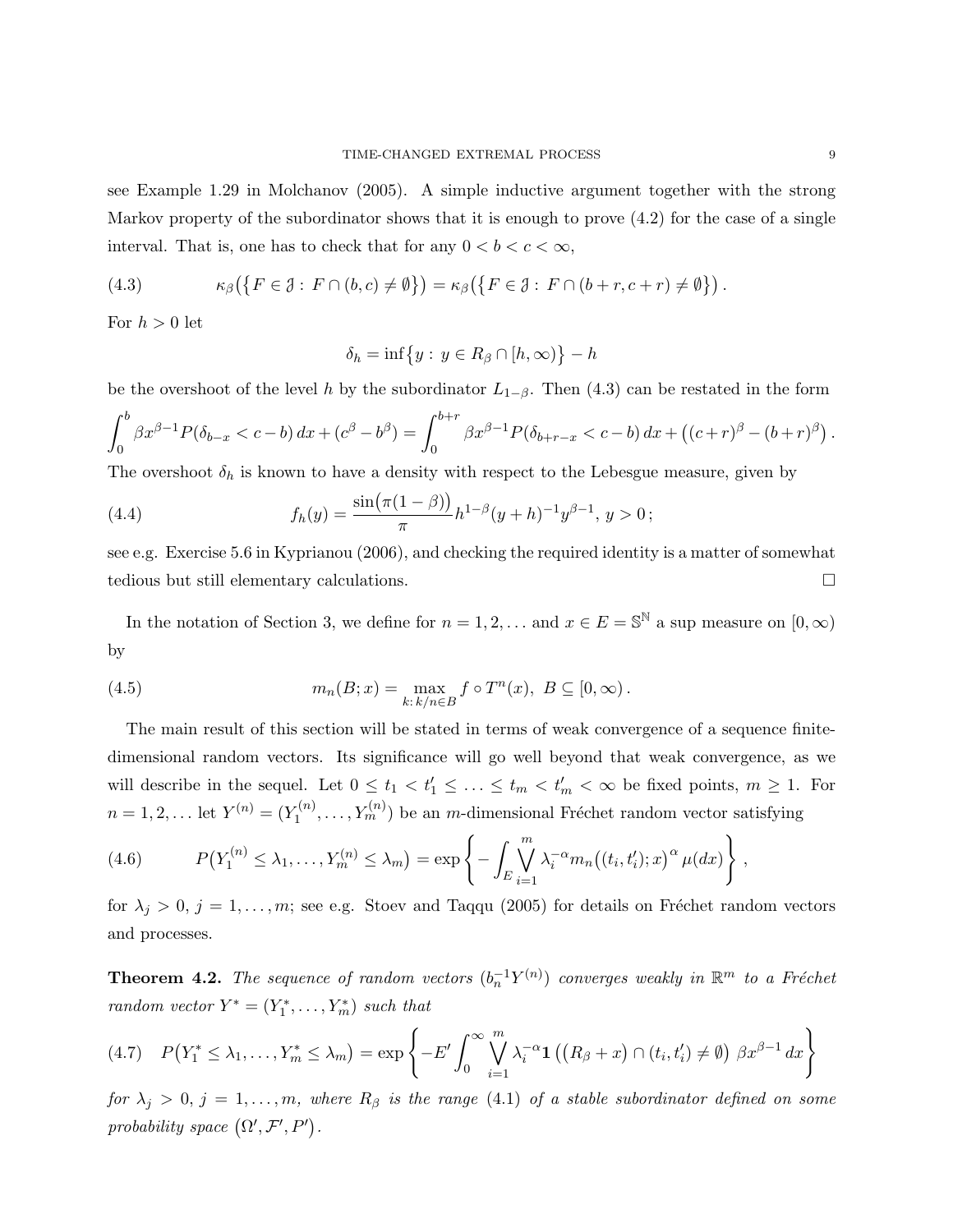see Example 1.29 in Molchanov (2005). A simple inductive argument together with the strong Markov property of the subordinator shows that it is enough to prove (4.2) for the case of a single interval. That is, one has to check that for any $0 < b < c < \infty$,

$$\kappa_\beta\big(\{F \in \mathfrak{J} :\, F \cap (b,c) \neq \emptyset\}\big) = \kappa_\beta\big(\{F \in \mathfrak{J} :\, F \cap (b+r, c+r) \neq \emptyset\}\big)\,. \tag{4.3}$$

For $h > 0$ let

$$\delta_h = \inf\{y :\, y \in R_\beta \cap [h,\infty)\} - h$$

be the overshoot of the level $h$ by the subordinator $L_{1-\beta}$. Then (4.3) can be restated in the form

$$\int_0^b \beta x^{\beta-1} P(\delta_{b-x} < c-b)\, dx + (c^\beta - b^\beta) = \int_0^{b+r} \beta x^{\beta-1} P(\delta_{b+r-x} < c-b)\, dx + \big((c+r)^\beta - (b+r)^\beta\big)\,.$$

The overshoot $\delta_h$ is known to have a density with respect to the Lebesgue measure, given by

$$f_h(y) = \frac{\sin\big(\pi(1-\beta)\big)}{\pi} h^{1-\beta}(y+h)^{-1} y^{\beta-1},\ y > 0\,; \tag{4.4}$$

see e.g. Exercise 5.6 in Kyprianou (2006), and checking the required identity is a matter of somewhat tedious but still elementary calculations. $\square$

In the notation of Section 3, we define for $n = 1, 2, \ldots$ and $x \in E = \mathbb{S}^{\mathbb{N}}$ a sup measure on $[0,\infty)$ by

$$m_n(B; x) = \max_{k:\, k/n \in B} f \circ T^n(x),\ B \subseteq [0,\infty)\,. \tag{4.5}$$

The main result of this section will be stated in terms of weak convergence of a sequence finite-dimensional random vectors. Its significance will go well beyond that weak convergence, as we will describe in the sequel. Let $0 \le t_1 < t_1' \le \ldots \le t_m < t_m' < \infty$ be fixed points, $m \ge 1$. For $n = 1, 2, \ldots$ let $Y^{(n)} = (Y_1^{(n)}, \ldots, Y_m^{(n)})$ be an $m$-dimensional Fréchet random vector satisfying

$$P\big(Y_1^{(n)} \le \lambda_1, \ldots, Y_m^{(n)} \le \lambda_m\big) = \exp\left\{-\int_E \bigvee_{i=1}^m \lambda_i^{-\alpha} m_n\big((t_i, t_i'); x\big)^\alpha \,\mu(dx)\right\}\,, \tag{4.6}$$

for $\lambda_j > 0$, $j = 1, \ldots, m$; see e.g. Stoev and Taqqu (2005) for details on Fréchet random vectors and processes.

**Theorem 4.2.** *The sequence of random vectors $(b_n^{-1} Y^{(n)})$ converges weakly in $\mathbb{R}^m$ to a Fréchet random vector $Y^* = (Y_1^*, \ldots, Y_m^*)$ such that*

$$P\big(Y_1^* \le \lambda_1, \ldots, Y_m^* \le \lambda_m\big) = \exp\left\{-E' \int_0^\infty \bigvee_{i=1}^m \lambda_i^{-\alpha} \mathbf{1}\left(\big(R_\beta + x\big) \cap (t_i, t_i') \neq \emptyset\right)\, \beta x^{\beta-1}\, dx\right\} \tag{4.7}$$

*for $\lambda_j > 0$, $j = 1, \ldots, m$, where $R_\beta$ is the range (4.1) of a stable subordinator defined on some probability space $(\Omega', \mathcal{F}', P')$.*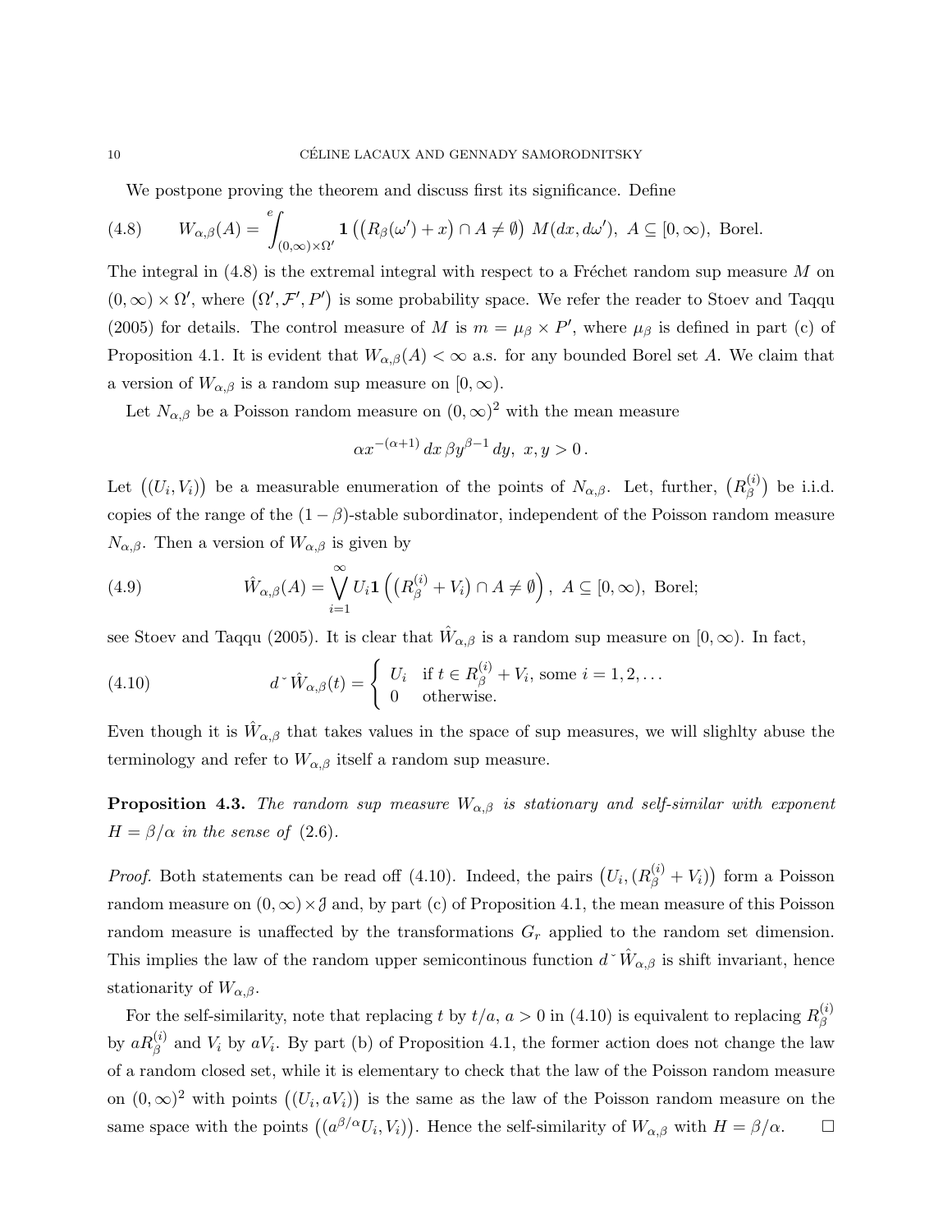We postpone proving the theorem and discuss first its significance. Define

$$W_{\alpha,\beta}(A) = {}^{e}\!\!\int_{(0,\infty)\times\Omega'} \mathbf{1}\left(\left(R_\beta(\omega') + x\right) \cap A \neq \emptyset\right) \, M(dx, d\omega'), \ A \subseteq [0,\infty), \text{ Borel.} \tag{4.8}$$

The integral in (4.8) is the extremal integral with respect to a Fréchet random sup measure $M$ on $(0,\infty) \times \Omega'$, where $\left(\Omega', \mathcal{F}', P'\right)$ is some probability space. We refer the reader to Stoev and Taqqu (2005) for details. The control measure of $M$ is $m = \mu_\beta \times P'$, where $\mu_\beta$ is defined in part (c) of Proposition 4.1. It is evident that $W_{\alpha,\beta}(A) < \infty$ a.s. for any bounded Borel set $A$. We claim that a version of $W_{\alpha,\beta}$ is a random sup measure on $[0,\infty)$.

Let $N_{\alpha,\beta}$ be a Poisson random measure on $(0,\infty)^2$ with the mean measure

$$\alpha x^{-(\alpha+1)} \, dx \, \beta y^{\beta-1} \, dy, \ x, y > 0 \, .$$

Let $\left((U_i, V_i)\right)$ be a measurable enumeration of the points of $N_{\alpha,\beta}$. Let, further, $\left(R_\beta^{(i)}\right)$ be i.i.d. copies of the range of the $(1-\beta)$-stable subordinator, independent of the Poisson random measure $N_{\alpha,\beta}$. Then a version of $W_{\alpha,\beta}$ is given by

$$\hat{W}_{\alpha,\beta}(A) = \bigvee_{i=1}^{\infty} U_i \mathbf{1}\left(\left(R_\beta^{(i)} + V_i\right) \cap A \neq \emptyset\right), \ A \subseteq [0,\infty), \text{ Borel;} \tag{4.9}$$

see Stoev and Taqqu (2005). It is clear that $\hat{W}_{\alpha,\beta}$ is a random sup measure on $[0,\infty)$. In fact,

$$d^{\vee} \hat{W}_{\alpha,\beta}(t) = \begin{cases} U_i & \text{if } t \in R_\beta^{(i)} + V_i, \text{ some } i = 1, 2, \ldots \\ 0 & \text{otherwise.} \end{cases} \tag{4.10}$$

Even though it is $\hat{W}_{\alpha,\beta}$ that takes values in the space of sup measures, we will slighlty abuse the terminology and refer to $W_{\alpha,\beta}$ itself a random sup measure.

**Proposition 4.3.** *The random sup measure $W_{\alpha,\beta}$ is stationary and self-similar with exponent $H = \beta/\alpha$ in the sense of* (2.6).

*Proof.* Both statements can be read off (4.10). Indeed, the pairs $\left(U_i, (R_\beta^{(i)} + V_i)\right)$ form a Poisson random measure on $(0,\infty) \times \mathfrak{J}$ and, by part (c) of Proposition 4.1, the mean measure of this Poisson random measure is unaffected by the transformations $G_r$ applied to the random set dimension. This implies the law of the random upper semicontinous function $d^{\vee} \hat{W}_{\alpha,\beta}$ is shift invariant, hence stationarity of $W_{\alpha,\beta}$.

For the self-similarity, note that replacing $t$ by $t/a$, $a > 0$ in (4.10) is equivalent to replacing $R_\beta^{(i)}$ by $aR_\beta^{(i)}$ and $V_i$ by $aV_i$. By part (b) of Proposition 4.1, the former action does not change the law of a random closed set, while it is elementary to check that the law of the Poisson random measure on $(0,\infty)^2$ with points $\left((U_i, aV_i)\right)$ is the same as the law of the Poisson random measure on the same space with the points $\left((a^{\beta/\alpha} U_i, V_i)\right)$. Hence the self-similarity of $W_{\alpha,\beta}$ with $H = \beta/\alpha$. $\square$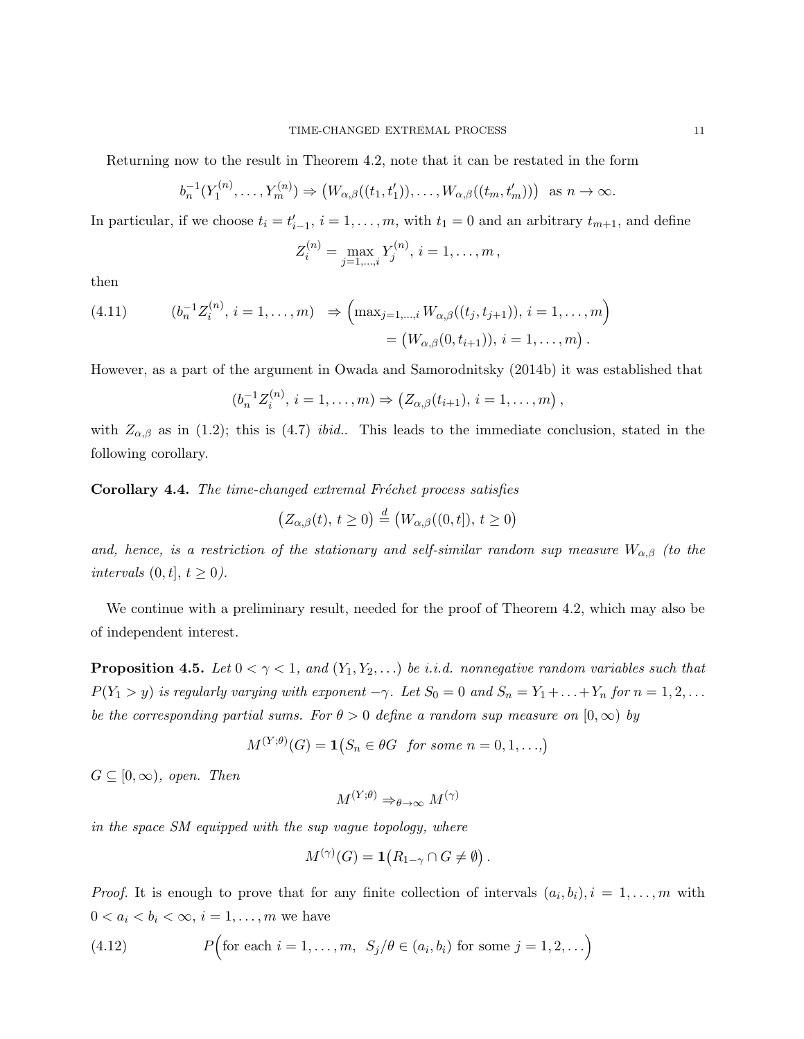Returning now to the result in Theorem 4.2, note that it can be restated in the form

$$b_n^{-1}(Y_1^{(n)}, \ldots, Y_m^{(n)}) \Rightarrow \big(W_{\alpha,\beta}((t_1, t_1')), \ldots, W_{\alpha,\beta}((t_m, t_m'))\big) \quad \text{as } n \to \infty.$$

In particular, if we choose $t_i = t_{i-1}'$, $i = 1, \ldots, m$, with $t_1 = 0$ and an arbitrary $t_{m+1}$, and define

$$Z_i^{(n)} = \max_{j=1,\ldots,i} Y_j^{(n)}, \; i = 1, \ldots, m,$$

then

$$\begin{aligned}(b_n^{-1} Z_i^{(n)},\, i = 1, \ldots, m) \;&\Rightarrow \Big(\max\nolimits_{j=1,\ldots,i} W_{\alpha,\beta}((t_j, t_{j+1})),\, i = 1, \ldots, m\Big) \\ &= \big(W_{\alpha,\beta}(0, t_{i+1})),\, i = 1, \ldots, m\big)\,. \end{aligned} \tag{4.11}$$

However, as a part of the argument in Owada and Samorodnitsky (2014b) it was established that

$$(b_n^{-1} Z_i^{(n)},\, i = 1, \ldots, m) \Rightarrow \big(Z_{\alpha,\beta}(t_{i+1}),\, i = 1, \ldots, m\big)\,,$$

with $Z_{\alpha,\beta}$ as in (1.2); this is (4.7) *ibid.*. This leads to the immediate conclusion, stated in the following corollary.

**Corollary 4.4.** *The time-changed extremal Fréchet process satisfies*

$$\big(Z_{\alpha,\beta}(t),\, t \geq 0\big) \stackrel{d}{=} \big(W_{\alpha,\beta}((0,t]),\, t \geq 0\big)$$

*and, hence, is a restriction of the stationary and self-similar random sup measure $W_{\alpha,\beta}$ (to the intervals $(0,t]$, $t \geq 0$).*

We continue with a preliminary result, needed for the proof of Theorem 4.2, which may also be of independent interest.

**Proposition 4.5.** *Let $0 < \gamma < 1$, and $(Y_1, Y_2, \ldots)$ be i.i.d. nonnegative random variables such that $P(Y_1 > y)$ is regularly varying with exponent $-\gamma$. Let $S_0 = 0$ and $S_n = Y_1 + \ldots + Y_n$ for $n = 1, 2, \ldots$ be the corresponding partial sums. For $\theta > 0$ define a random sup measure on $[0, \infty)$ by*

$$M^{(Y;\theta)}(G) = \mathbf{1}\big(S_n \in \theta G \;\; \textit{for some } n = 0, 1, \ldots,\big)$$

*$G \subseteq [0, \infty)$, open. Then*

$$M^{(Y;\theta)} \Rightarrow_{\theta \to \infty} M^{(\gamma)}$$

*in the space SM equipped with the sup vague topology, where*

$$M^{(\gamma)}(G) = \mathbf{1}\big(R_{1-\gamma} \cap G \neq \emptyset\big)\,.$$

*Proof.* It is enough to prove that for any finite collection of intervals $(a_i, b_i), i = 1, \ldots, m$ with $0 < a_i < b_i < \infty$, $i = 1, \ldots, m$ we have

$$P\Big(\text{for each } i = 1, \ldots, m, \;\; S_j/\theta \in (a_i, b_i) \text{ for some } j = 1, 2, \ldots\Big) \tag{4.12}$$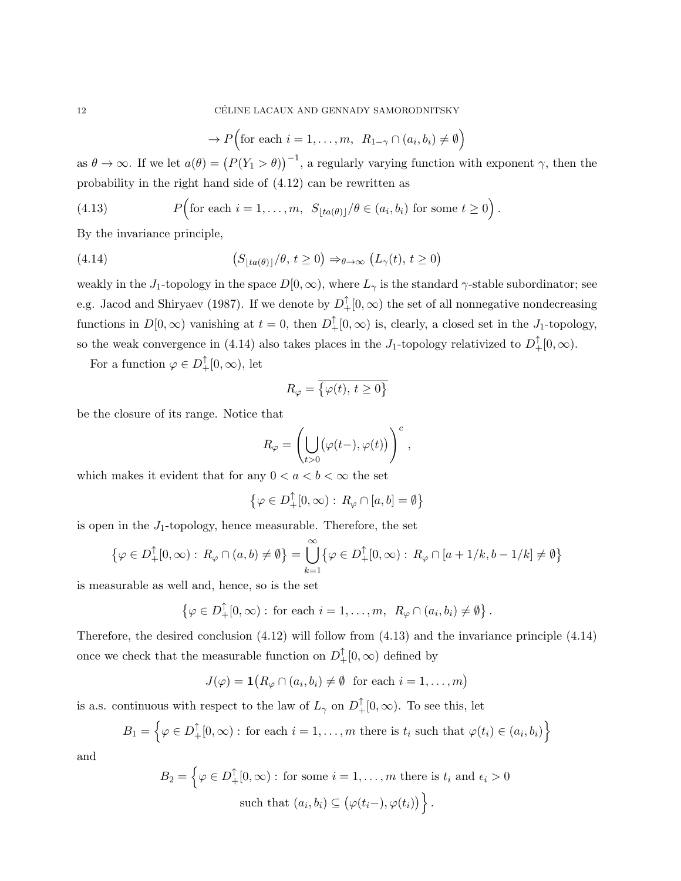$$\to P\Big(\text{for each } i=1,\dots,m,\ \ R_{1-\gamma}\cap(a_i,b_i)\neq\emptyset\Big)$$

as $\theta\to\infty$. If we let $a(\theta)=\big(P(Y_1>\theta)\big)^{-1}$, a regularly varying function with exponent $\gamma$, then the probability in the right hand side of (4.12) can be rewritten as

$$P\Big(\text{for each } i=1,\dots,m,\ \ S_{\lfloor ta(\theta)\rfloor}/\theta\in(a_i,b_i) \text{ for some } t\geq 0\Big)\,. \tag{4.13}$$

By the invariance principle,

$$\big(S_{\lfloor ta(\theta)\rfloor}/\theta,\, t\geq 0\big)\Rightarrow_{\theta\to\infty}\big(L_\gamma(t),\, t\geq 0\big) \tag{4.14}$$

weakly in the $J_1$-topology in the space $D[0,\infty)$, where $L_\gamma$ is the standard $\gamma$-stable subordinator; see e.g. Jacod and Shiryaev (1987). If we denote by $D_+^{\uparrow}[0,\infty)$ the set of all nonnegative nondecreasing functions in $D[0,\infty)$ vanishing at $t=0$, then $D_+^{\uparrow}[0,\infty)$ is, clearly, a closed set in the $J_1$-topology, so the weak convergence in (4.14) also takes places in the $J_1$-topology relativized to $D_+^{\uparrow}[0,\infty)$.

For a function $\varphi\in D_+^{\uparrow}[0,\infty)$, let

$$R_\varphi=\overline{\big\{\varphi(t),\, t\geq 0\big\}}$$

be the closure of its range. Notice that

$$R_\varphi=\left(\bigcup_{t>0}\big(\varphi(t-),\varphi(t)\big)\right)^c,$$

which makes it evident that for any $0<a<b<\infty$ the set

$$\big\{\varphi\in D_+^{\uparrow}[0,\infty):\, R_\varphi\cap[a,b]=\emptyset\big\}$$

is open in the $J_1$-topology, hence measurable. Therefore, the set

$$\big\{\varphi\in D_+^{\uparrow}[0,\infty):\, R_\varphi\cap(a,b)\neq\emptyset\big\}=\bigcup_{k=1}^{\infty}\big\{\varphi\in D_+^{\uparrow}[0,\infty):\, R_\varphi\cap[a+1/k,b-1/k]\neq\emptyset\big\}$$

is measurable as well and, hence, so is the set

$$\big\{\varphi\in D_+^{\uparrow}[0,\infty):\, \text{for each } i=1,\dots,m,\ \ R_\varphi\cap(a_i,b_i)\neq\emptyset\big\}\,.$$

Therefore, the desired conclusion (4.12) will follow from (4.13) and the invariance principle (4.14) once we check that the measurable function on $D_+^{\uparrow}[0,\infty)$ defined by

$$J(\varphi)=\mathbf{1}\big(R_\varphi\cap(a_i,b_i)\neq\emptyset\ \text{ for each } i=1,\dots,m\big)$$

is a.s. continuous with respect to the law of $L_\gamma$ on $D_+^{\uparrow}[0,\infty)$. To see this, let

$$B_1=\Big\{\varphi\in D_+^{\uparrow}[0,\infty):\, \text{for each } i=1,\dots,m \text{ there is } t_i \text{ such that } \varphi(t_i)\in(a_i,b_i)\Big\}$$

and

$$B_2=\Big\{\varphi\in D_+^{\uparrow}[0,\infty):\, \text{for some } i=1,\dots,m \text{ there is } t_i \text{ and } \epsilon_i>0$$
$$\text{such that } (a_i,b_i)\subseteq\big(\varphi(t_i-),\varphi(t_i)\big)\Big\}\,.$$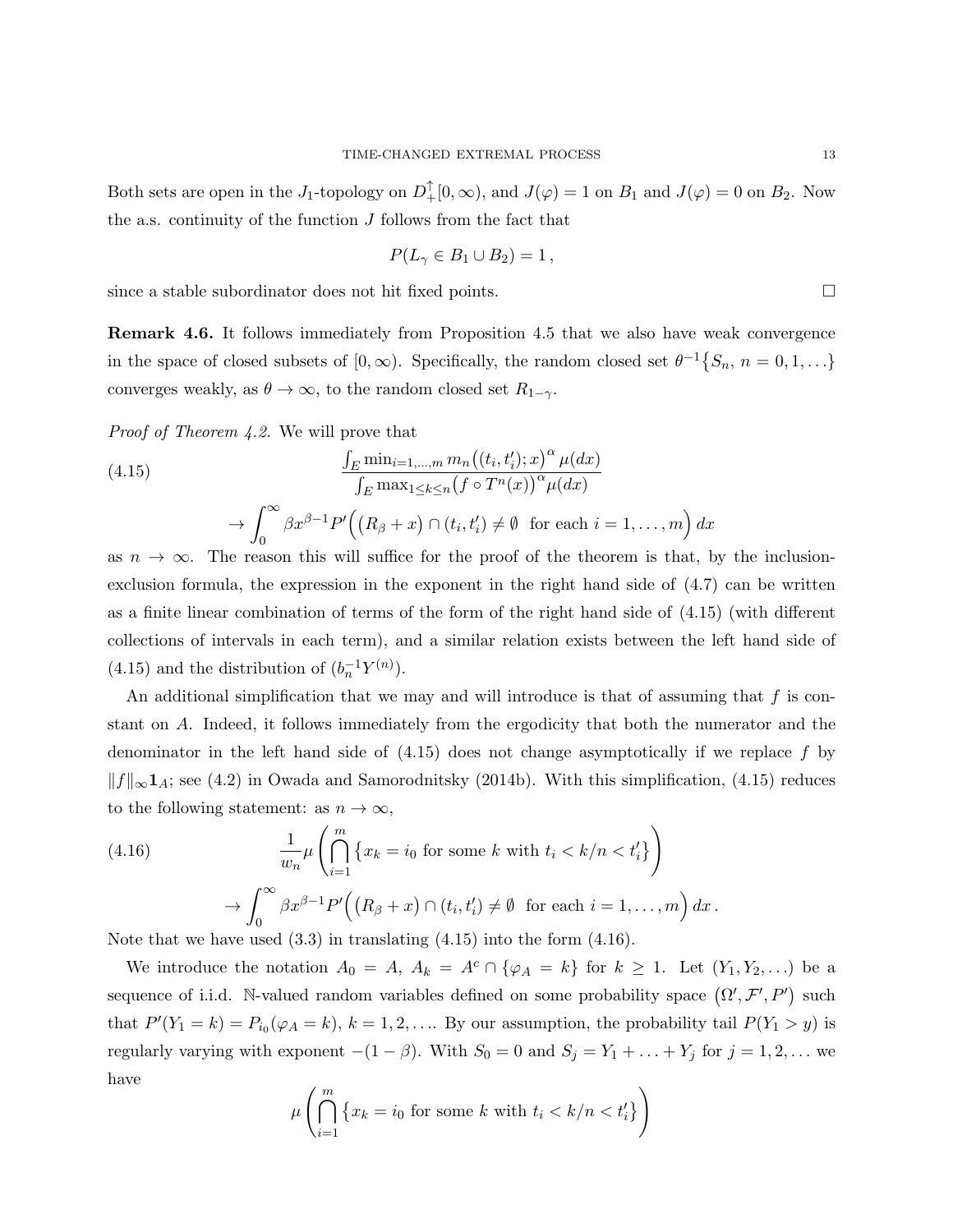Both sets are open in the $J_1$-topology on $D_+^{\uparrow}[0,\infty)$, and $J(\varphi)=1$ on $B_1$ and $J(\varphi)=0$ on $B_2$. Now the a.s. continuity of the function $J$ follows from the fact that

$$P(L_\gamma \in B_1 \cup B_2) = 1\,,$$

since a stable subordinator does not hit fixed points. $\square$

**Remark 4.6.** It follows immediately from Proposition 4.5 that we also have weak convergence in the space of closed subsets of $[0,\infty)$. Specifically, the random closed set $\theta^{-1}\{S_n,\, n=0,1,\ldots\}$ converges weakly, as $\theta\to\infty$, to the random closed set $R_{1-\gamma}$.

*Proof of Theorem 4.2.* We will prove that

$$\frac{\int_E \min_{i=1,\ldots,m} m_n\big((t_i,t_i');x\big)^\alpha \mu(dx)}{\int_E \max_{1\le k\le n}\big(f\circ T^n(x)\big)^\alpha \mu(dx)} \tag{4.15}$$
$$\to \int_0^\infty \beta x^{\beta-1} P'\Big(\big(R_\beta + x\big)\cap (t_i,t_i')\neq\emptyset \;\text{ for each } i=1,\ldots,m\Big)\,dx$$

as $n\to\infty$. The reason this will suffice for the proof of the theorem is that, by the inclusion-exclusion formula, the expression in the exponent in the right hand side of (4.7) can be written as a finite linear combination of terms of the form of the right hand side of (4.15) (with different collections of intervals in each term), and a similar relation exists between the left hand side of (4.15) and the distribution of $(b_n^{-1}Y^{(n)})$.

An additional simplification that we may and will introduce is that of assuming that $f$ is constant on $A$. Indeed, it follows immediately from the ergodicity that both the numerator and the denominator in the left hand side of (4.15) does not change asymptotically if we replace $f$ by $\|f\|_\infty \mathbf{1}_A$; see (4.2) in Owada and Samorodnitsky (2014b). With this simplification, (4.15) reduces to the following statement: as $n\to\infty$,

$$\frac{1}{w_n}\mu\left(\bigcap_{i=1}^m \big\{x_k = i_0 \text{ for some } k \text{ with } t_i < k/n < t_i'\big\}\right) \tag{4.16}$$
$$\to \int_0^\infty \beta x^{\beta-1} P'\Big(\big(R_\beta + x\big)\cap (t_i,t_i')\neq\emptyset \;\text{ for each } i=1,\ldots,m\Big)\,dx\,.$$

Note that we have used (3.3) in translating (4.15) into the form (4.16).

We introduce the notation $A_0 = A$, $A_k = A^c\cap\{\varphi_A = k\}$ for $k\ge 1$. Let $(Y_1,Y_2,\ldots)$ be a sequence of i.i.d. $\mathbb{N}$-valued random variables defined on some probability space $(\Omega',\mathcal{F}',P')$ such that $P'(Y_1=k) = P_{i_0}(\varphi_A = k)$, $k=1,2,\ldots$. By our assumption, the probability tail $P(Y_1>y)$ is regularly varying with exponent $-(1-\beta)$. With $S_0=0$ and $S_j = Y_1+\ldots+Y_j$ for $j=1,2,\ldots$ we have

$$\mu\left(\bigcap_{i=1}^m \big\{x_k = i_0 \text{ for some } k \text{ with } t_i < k/n < t_i'\big\}\right)$$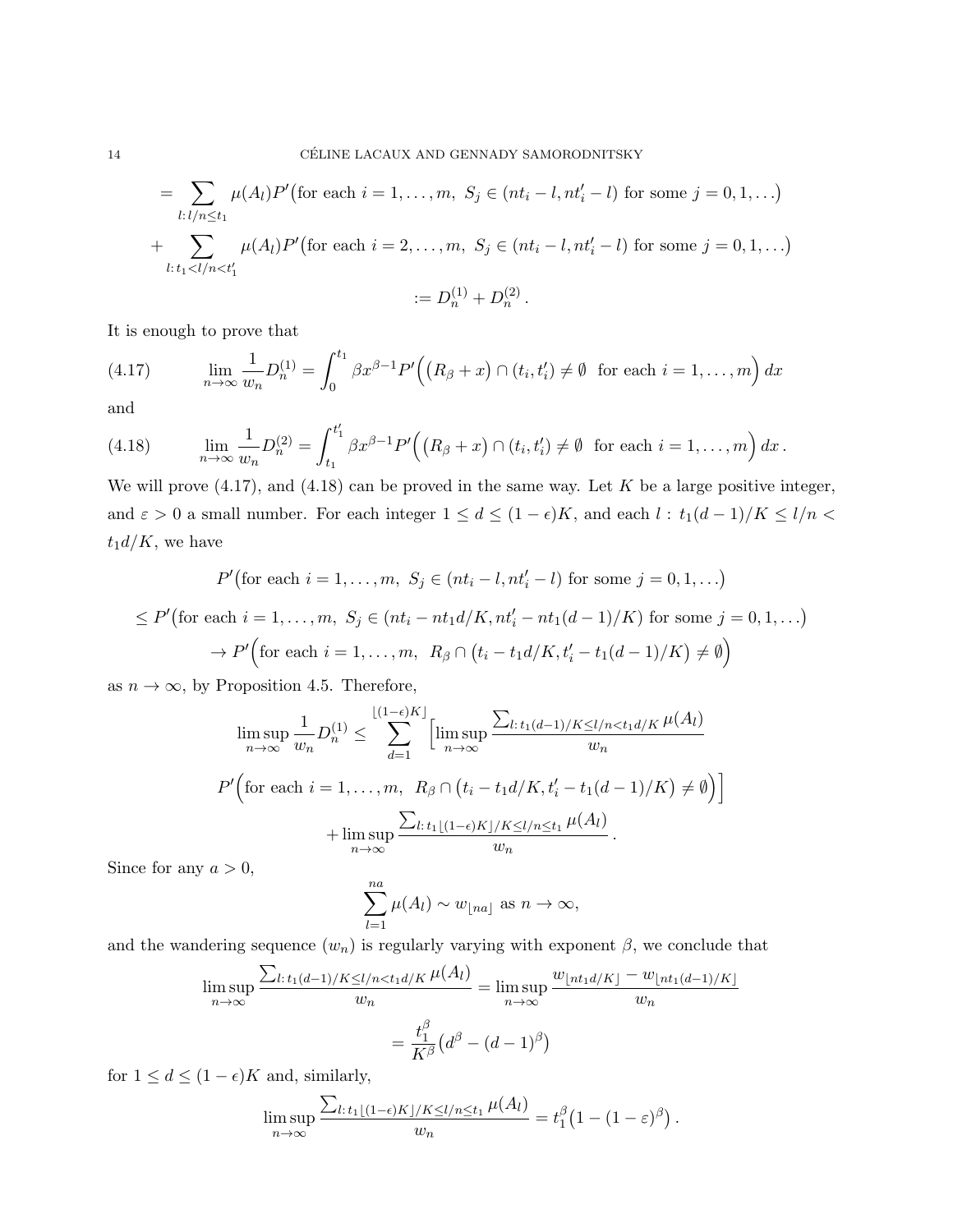$$= \sum_{l:\, l/n \le t_1} \mu(A_l) P'\big(\text{for each } i=1,\dots,m,\ S_j \in (nt_i - l, nt_i' - l) \text{ for some } j=0,1,\dots\big)$$

$$+ \sum_{l:\, t_1 < l/n < t_1'} \mu(A_l) P'\big(\text{for each } i=2,\dots,m,\ S_j \in (nt_i - l, nt_i' - l) \text{ for some } j=0,1,\dots\big)$$

$$:= D_n^{(1)} + D_n^{(2)}\,.$$

It is enough to prove that

$$\lim_{n\to\infty} \frac{1}{w_n} D_n^{(1)} = \int_0^{t_1} \beta x^{\beta-1} P'\Big(\big(R_\beta + x\big)\cap (t_i, t_i') \neq \emptyset \ \text{ for each } i=1,\dots,m\Big)\, dx \tag{4.17}$$

and

$$\lim_{n\to\infty} \frac{1}{w_n} D_n^{(2)} = \int_{t_1}^{t_1'} \beta x^{\beta-1} P'\Big(\big(R_\beta + x\big)\cap (t_i, t_i') \neq \emptyset \ \text{ for each } i=1,\dots,m\Big)\, dx\,. \tag{4.18}$$

We will prove (4.17), and (4.18) can be proved in the same way. Let $K$ be a large positive integer, and $\varepsilon > 0$ a small number. For each integer $1 \le d \le (1-\epsilon)K$, and each $l :\ t_1(d-1)/K \le l/n < t_1 d/K$, we have

$$P'\big(\text{for each } i=1,\dots,m,\ S_j \in (nt_i - l, nt_i' - l) \text{ for some } j=0,1,\dots\big)$$

$$\le P'\big(\text{for each } i=1,\dots,m,\ S_j \in (nt_i - nt_1 d/K, nt_i' - nt_1(d-1)/K) \text{ for some } j=0,1,\dots\big)$$

$$\to P'\Big(\text{for each } i=1,\dots,m,\ \ R_\beta \cap \big(t_i - t_1 d/K, t_i' - t_1(d-1)/K\big) \neq \emptyset\Big)$$

as $n\to\infty$, by Proposition 4.5. Therefore,

$$\limsup_{n\to\infty} \frac{1}{w_n} D_n^{(1)} \le \sum_{d=1}^{\lfloor (1-\epsilon)K\rfloor} \Big[\limsup_{n\to\infty} \frac{\sum_{l:\, t_1(d-1)/K \le l/n < t_1 d/K} \mu(A_l)}{w_n}$$

$$P'\Big(\text{for each } i=1,\dots,m,\ \ R_\beta \cap \big(t_i - t_1 d/K, t_i' - t_1(d-1)/K\big) \neq \emptyset\Big)\Big]$$

$$+ \limsup_{n\to\infty} \frac{\sum_{l:\, t_1\lfloor (1-\epsilon)K\rfloor/K \le l/n \le t_1} \mu(A_l)}{w_n}\,.$$

Since for any $a > 0$,

$$\sum_{l=1}^{na} \mu(A_l) \sim w_{\lfloor na\rfloor} \text{ as } n\to\infty,$$

and the wandering sequence $(w_n)$ is regularly varying with exponent $\beta$, we conclude that

$$\limsup_{n\to\infty} \frac{\sum_{l:\, t_1(d-1)/K \le l/n < t_1 d/K} \mu(A_l)}{w_n} = \limsup_{n\to\infty} \frac{w_{\lfloor nt_1 d/K\rfloor} - w_{\lfloor nt_1(d-1)/K\rfloor}}{w_n}$$

$$= \frac{t_1^\beta}{K^\beta}\big(d^\beta - (d-1)^\beta\big)$$

for $1 \le d \le (1-\epsilon)K$ and, similarly,

$$\limsup_{n\to\infty} \frac{\sum_{l:\, t_1\lfloor (1-\epsilon)K\rfloor/K \le l/n \le t_1} \mu(A_l)}{w_n} = t_1^\beta\big(1 - (1-\varepsilon)^\beta\big)\,.$$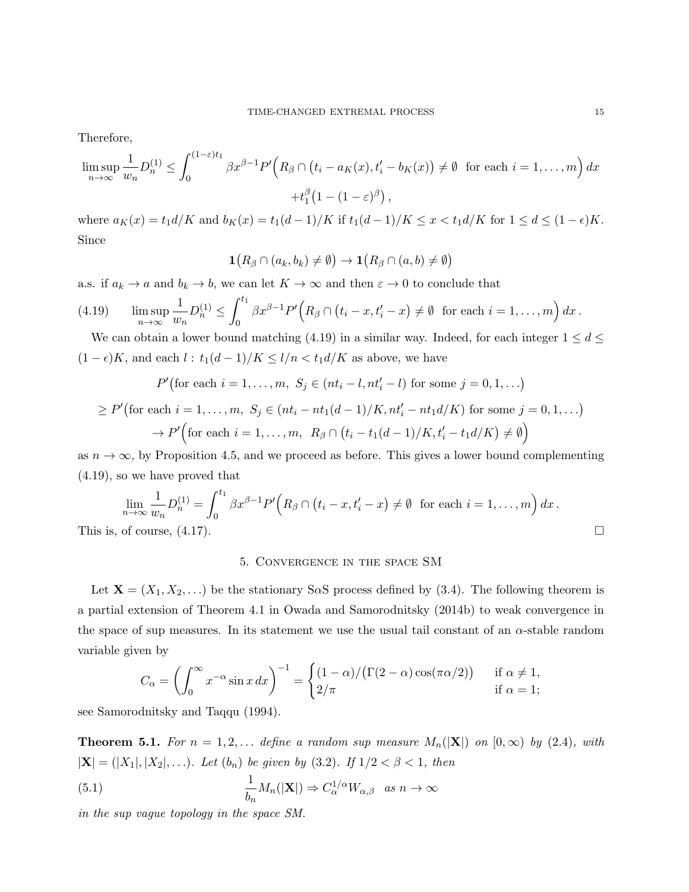Therefore,

$$\limsup_{n\to\infty} \frac{1}{w_n} D_n^{(1)} \le \int_0^{(1-\varepsilon)t_1} \beta x^{\beta-1} P'\Big(R_\beta \cap \big(t_i - a_K(x), t_i' - b_K(x)\big) \neq \emptyset \ \text{ for each } i=1,\ldots,m\Big)\, dx$$
$$+ t_1^\beta\big(1-(1-\varepsilon)^\beta\big)\,,$$

where $a_K(x) = t_1 d/K$ and $b_K(x) = t_1(d-1)/K$ if $t_1(d-1)/K \le x < t_1 d/K$ for $1 \le d \le (1-\epsilon)K$. Since

$$\mathbf{1}\big(R_\beta \cap (a_k, b_k) \neq \emptyset\big) \to \mathbf{1}\big(R_\beta \cap (a,b) \neq \emptyset\big)$$

a.s. if $a_k \to a$ and $b_k \to b$, we can let $K \to \infty$ and then $\varepsilon \to 0$ to conclude that

$$\limsup_{n\to\infty} \frac{1}{w_n} D_n^{(1)} \le \int_0^{t_1} \beta x^{\beta-1} P'\Big(R_\beta \cap \big(t_i - x, t_i' - x\big) \neq \emptyset \ \text{ for each } i=1,\ldots,m\Big)\, dx\,. \tag{4.19}$$

We can obtain a lower bound matching (4.19) in a similar way. Indeed, for each integer $1 \le d \le (1-\epsilon)K$, and each $l:\ t_1(d-1)/K \le l/n < t_1 d/K$ as above, we have

$$P'\big(\text{for each } i=1,\ldots,m,\ S_j \in (nt_i - l, nt_i' - l) \text{ for some } j=0,1,\ldots\big)$$
$$\ge P'\big(\text{for each } i=1,\ldots,m,\ S_j \in (nt_i - nt_1(d-1)/K, nt_i' - nt_1 d/K) \text{ for some } j=0,1,\ldots\big)$$
$$\to P'\Big(\text{for each } i=1,\ldots,m,\ \ R_\beta \cap \big(t_i - t_1(d-1)/K, t_i' - t_1 d/K\big) \neq \emptyset\Big)$$

as $n \to \infty$, by Proposition 4.5, and we proceed as before. This gives a lower bound complementing (4.19), so we have proved that

$$\lim_{n\to\infty} \frac{1}{w_n} D_n^{(1)} = \int_0^{t_1} \beta x^{\beta-1} P'\Big(R_\beta \cap \big(t_i - x, t_i' - x\big) \neq \emptyset \ \text{ for each } i=1,\ldots,m\Big)\, dx\,.$$

This is, of course, (4.17). □

## 5. Convergence in the space SM

Let $\mathbf{X} = (X_1, X_2, \ldots)$ be the stationary S$\alpha$S process defined by (3.4). The following theorem is a partial extension of Theorem 4.1 in Owada and Samorodnitsky (2014b) to weak convergence in the space of sup measures. In its statement we use the usual tail constant of an $\alpha$-stable random variable given by

$$C_\alpha = \left(\int_0^\infty x^{-\alpha} \sin x\, dx\right)^{-1} = \begin{cases} (1-\alpha)/\big(\Gamma(2-\alpha)\cos(\pi\alpha/2)\big) & \text{if } \alpha \neq 1, \\ 2/\pi & \text{if } \alpha = 1; \end{cases}$$

see Samorodnitsky and Taqqu (1994).

**Theorem 5.1.** *For $n = 1, 2, \ldots$ define a random sup measure $M_n(|\mathbf{X}|)$ on $[0,\infty)$ by (2.4), with $|\mathbf{X}| = (|X_1|, |X_2|, \ldots)$. Let $(b_n)$ be given by (3.2). If $1/2 < \beta < 1$, then*

$$\frac{1}{b_n} M_n(|\mathbf{X}|) \Rightarrow C_\alpha^{1/\alpha} W_{\alpha,\beta} \quad \text{as } n \to \infty \tag{5.1}$$

*in the sup vague topology in the space SM.*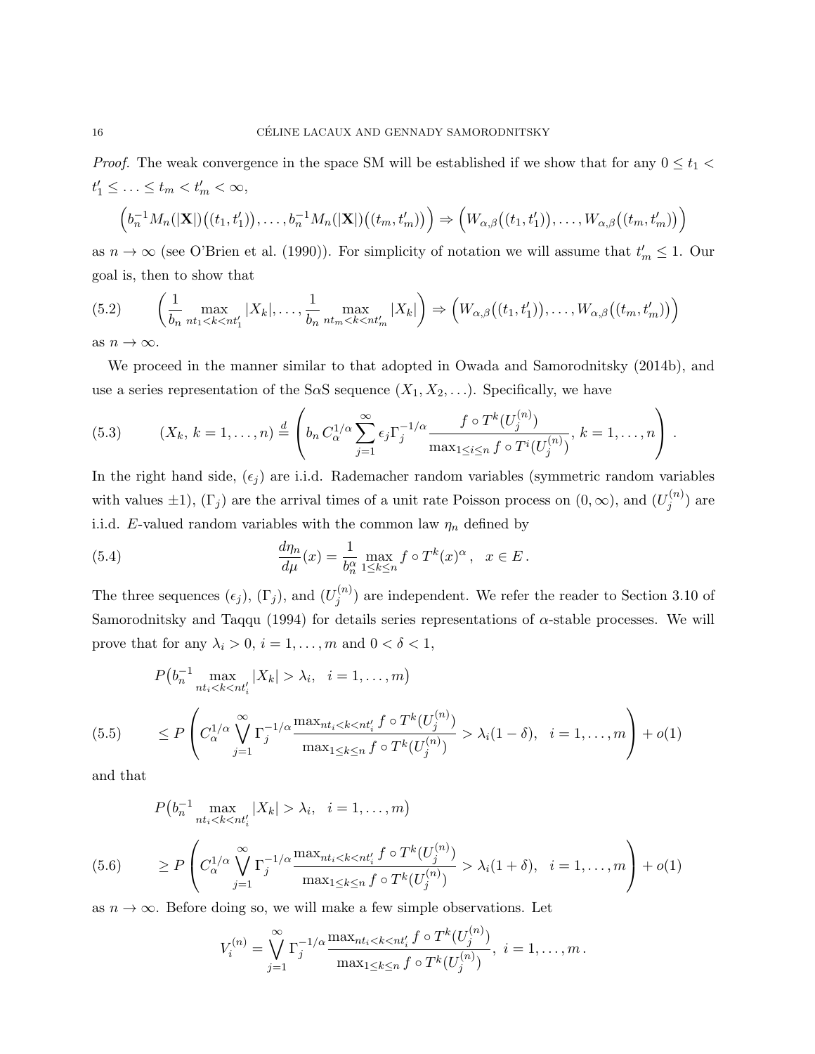*Proof.* The weak convergence in the space SM will be established if we show that for any $0 \le t_1 < t_1' \le \ldots \le t_m < t_m' < \infty$,

$$\Big(b_n^{-1} M_n(|\mathbf{X}|)\big((t_1,t_1')\big),\ldots,b_n^{-1} M_n(|\mathbf{X}|)\big((t_m,t_m')\big)\Big) \Rightarrow \Big(W_{\alpha,\beta}\big((t_1,t_1')\big),\ldots,W_{\alpha,\beta}\big((t_m,t_m')\big)\Big)$$

as $n\to\infty$ (see O'Brien et al. (1990)). For simplicity of notation we will assume that $t_m' \le 1$. Our goal is, then to show that

$$\left(\frac{1}{b_n}\max_{nt_1<k<nt_1'}|X_k|,\ldots,\frac{1}{b_n}\max_{nt_m<k<nt_m'}|X_k|\right) \Rightarrow \Big(W_{\alpha,\beta}\big((t_1,t_1')\big),\ldots,W_{\alpha,\beta}\big((t_m,t_m')\big)\Big) \tag{5.2}$$

as $n\to\infty$.

We proceed in the manner similar to that adopted in Owada and Samorodnitsky (2014b), and use a series representation of the S$\alpha$S sequence $(X_1,X_2,\ldots)$. Specifically, we have

$$(X_k,\,k=1,\ldots,n) \stackrel{d}{=} \left(b_n\,C_\alpha^{1/\alpha}\sum_{j=1}^\infty \epsilon_j\Gamma_j^{-1/\alpha}\frac{f\circ T^k(U_j^{(n)})}{\max_{1\le i\le n} f\circ T^i(U_j^{(n)})},\,k=1,\ldots,n\right). \tag{5.3}$$

In the right hand side, $(\epsilon_j)$ are i.i.d. Rademacher random variables (symmetric random variables with values $\pm 1$), $(\Gamma_j)$ are the arrival times of a unit rate Poisson process on $(0,\infty)$, and $(U_j^{(n)})$ are i.i.d. $E$-valued random variables with the common law $\eta_n$ defined by

$$\frac{d\eta_n}{d\mu}(x) = \frac{1}{b_n^\alpha}\max_{1\le k\le n} f\circ T^k(x)^\alpha\,,\quad x\in E\,. \tag{5.4}$$

The three sequences $(\epsilon_j)$, $(\Gamma_j)$, and $(U_j^{(n)})$ are independent. We refer the reader to Section 3.10 of Samorodnitsky and Taqqu (1994) for details series representations of $\alpha$-stable processes. We will prove that for any $\lambda_i>0$, $i=1,\ldots,m$ and $0<\delta<1$,

$$\begin{aligned}
&P\big(b_n^{-1}\max_{nt_i<k<nt_i'}|X_k|>\lambda_i,\quad i=1,\ldots,m\big)\\
&\le P\left(C_\alpha^{1/\alpha}\bigvee_{j=1}^\infty \Gamma_j^{-1/\alpha}\frac{\max_{nt_i<k<nt_i'} f\circ T^k(U_j^{(n)})}{\max_{1\le k\le n} f\circ T^k(U_j^{(n)})}>\lambda_i(1-\delta),\quad i=1,\ldots,m\right)+o(1)
\end{aligned}\tag{5.5}$$

and that

$$\begin{aligned}
&P\big(b_n^{-1}\max_{nt_i<k<nt_i'}|X_k|>\lambda_i,\quad i=1,\ldots,m\big)\\
&\ge P\left(C_\alpha^{1/\alpha}\bigvee_{j=1}^\infty \Gamma_j^{-1/\alpha}\frac{\max_{nt_i<k<nt_i'} f\circ T^k(U_j^{(n)})}{\max_{1\le k\le n} f\circ T^k(U_j^{(n)})}>\lambda_i(1+\delta),\quad i=1,\ldots,m\right)+o(1)
\end{aligned}\tag{5.6}$$

as $n\to\infty$. Before doing so, we will make a few simple observations. Let

$$V_i^{(n)} = \bigvee_{j=1}^\infty \Gamma_j^{-1/\alpha}\frac{\max_{nt_i<k<nt_i'} f\circ T^k(U_j^{(n)})}{\max_{1\le k\le n} f\circ T^k(U_j^{(n)})},\ i=1,\ldots,m\,.$$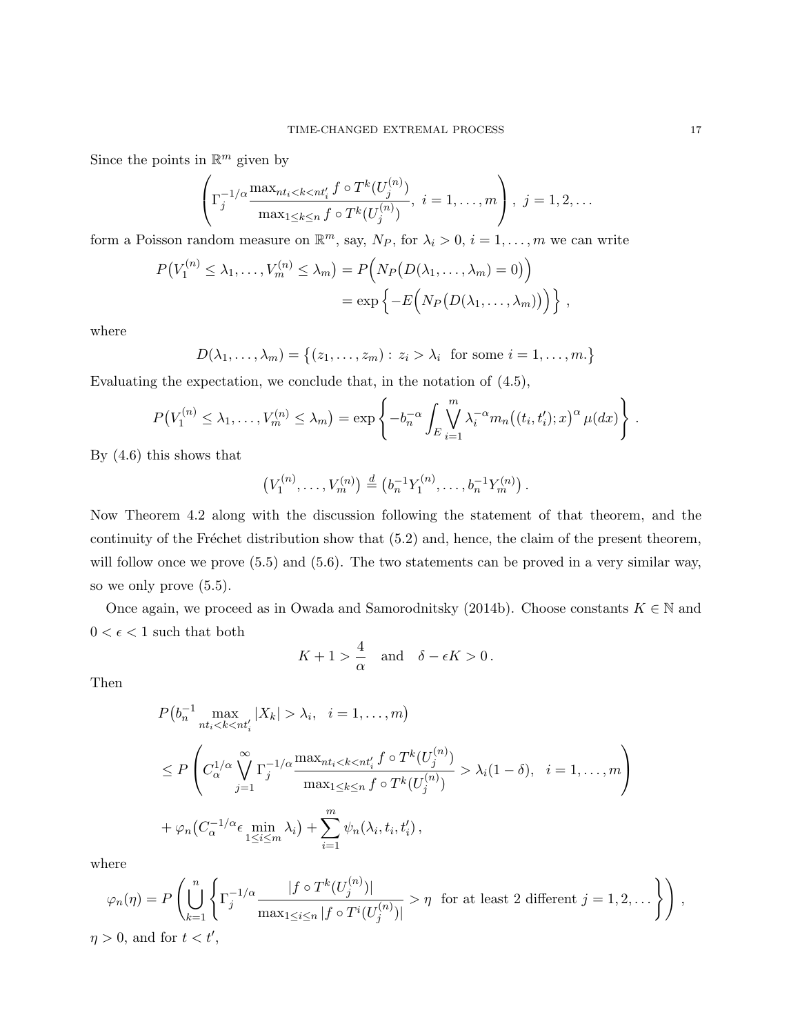Since the points in $\mathbb{R}^m$ given by

$$
\left( \Gamma_j^{-1/\alpha} \frac{\max_{nt_i<k<nt_i'} f \circ T^k(U_j^{(n)})}{\max_{1\leq k\leq n} f \circ T^k(U_j^{(n)})}, \ i=1,\dots,m \right), \ j=1,2,\dots
$$

form a Poisson random measure on $\mathbb{R}^m$, say, $N_P$, for $\lambda_i > 0$, $i=1,\dots,m$ we can write

$$
\begin{aligned}
P\big(V_1^{(n)} \leq \lambda_1, \dots, V_m^{(n)} \leq \lambda_m\big) &= P\Big(N_P\big(D(\lambda_1,\dots,\lambda_m) = 0\big)\Big) \\
&= \exp\Big\{ -E\Big(N_P\big(D(\lambda_1,\dots,\lambda_m)\big)\Big) \Big\}\,,
\end{aligned}
$$

where

$$
D(\lambda_1,\dots,\lambda_m) = \big\{ (z_1,\dots,z_m) : \, z_i > \lambda_i \ \text{ for some } i=1,\dots,m. \big\}
$$

Evaluating the expectation, we conclude that, in the notation of (4.5),

$$
P\big(V_1^{(n)} \leq \lambda_1, \dots, V_m^{(n)} \leq \lambda_m\big) = \exp\left\{ -b_n^{-\alpha} \int_E \bigvee_{i=1}^m \lambda_i^{-\alpha} m_n\big((t_i,t_i');x\big)^\alpha \, \mu(dx) \right\}\,.
$$

By (4.6) this shows that

$$
\big(V_1^{(n)}, \dots, V_m^{(n)}\big) \overset{d}{=} \big(b_n^{-1} Y_1^{(n)}, \dots, b_n^{-1} Y_m^{(n)}\big)\,.
$$

Now Theorem 4.2 along with the discussion following the statement of that theorem, and the continuity of the Fréchet distribution show that (5.2) and, hence, the claim of the present theorem, will follow once we prove (5.5) and (5.6). The two statements can be proved in a very similar way, so we only prove (5.5).

Once again, we proceed as in Owada and Samorodnitsky (2014b). Choose constants $K \in \mathbb{N}$ and $0 < \epsilon < 1$ such that both

$$
K + 1 > \frac{4}{\alpha} \quad \text{and} \quad \delta - \epsilon K > 0\,.
$$

Then

$$
\begin{aligned}
&P\big(b_n^{-1} \max_{nt_i<k<nt_i'} |X_k| > \lambda_i, \quad i=1,\dots,m\big) \\
&\leq P\left( C_\alpha^{1/\alpha} \bigvee_{j=1}^\infty \Gamma_j^{-1/\alpha} \frac{\max_{nt_i<k<nt_i'} f \circ T^k(U_j^{(n)})}{\max_{1\leq k\leq n} f \circ T^k(U_j^{(n)})} > \lambda_i(1-\delta), \quad i=1,\dots,m \right) \\
&\quad + \varphi_n\big(C_\alpha^{-1/\alpha} \epsilon \min_{1\leq i\leq m} \lambda_i\big) + \sum_{i=1}^m \psi_n(\lambda_i, t_i, t_i')\,,
\end{aligned}
$$

where

$$
\varphi_n(\eta) = P\left( \bigcup_{k=1}^n \left\{ \Gamma_j^{-1/\alpha} \frac{|f \circ T^k(U_j^{(n)})|}{\max_{1\leq i\leq n} |f \circ T^i(U_j^{(n)})|} > \eta \ \text{ for at least 2 different } j=1,2,\dots \right\} \right)\,,
$$

$\eta > 0$, and for $t < t'$,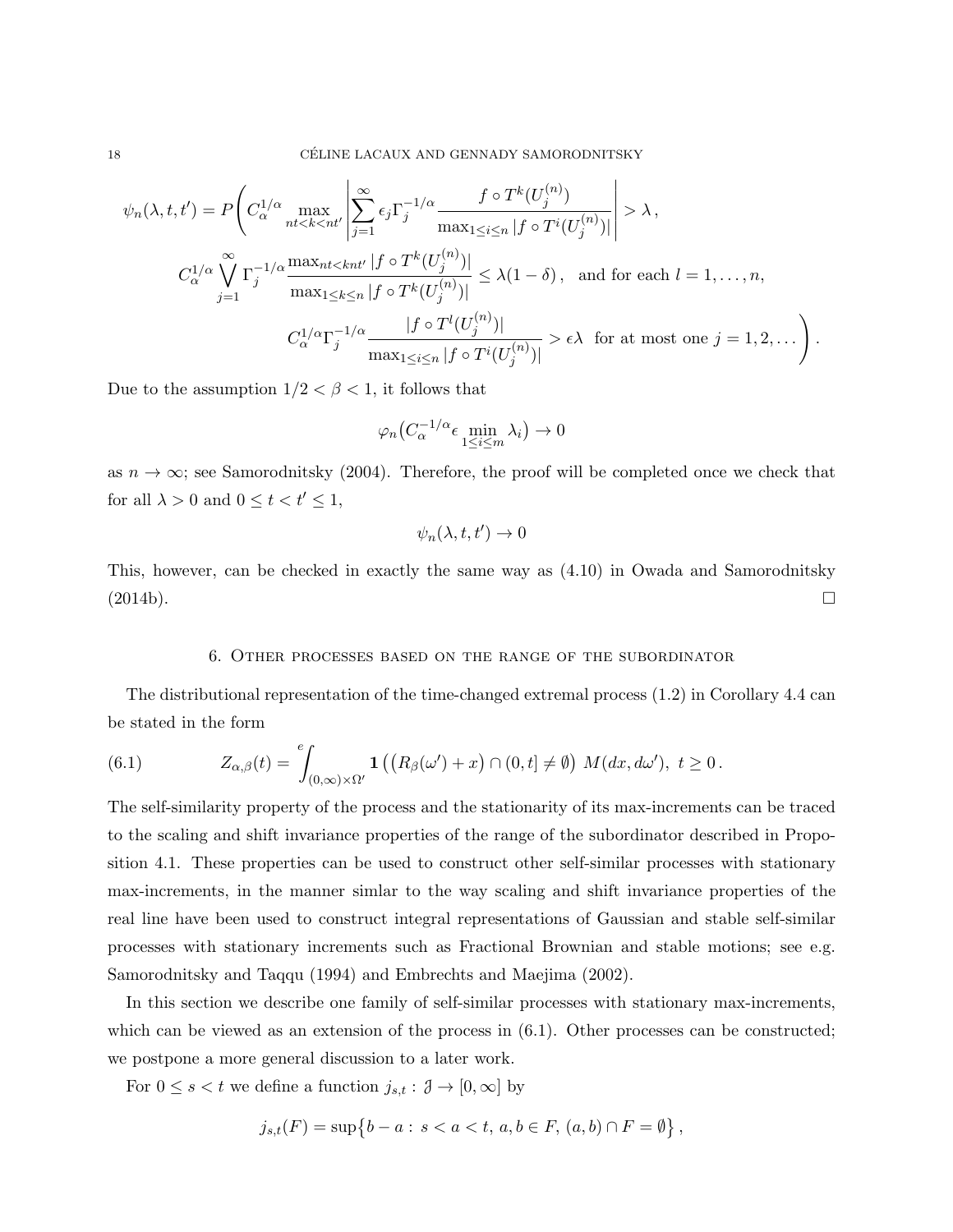$$\psi_n(\lambda, t, t') = P\Bigg( C_\alpha^{1/\alpha} \max_{nt<k<nt'} \left| \sum_{j=1}^\infty \epsilon_j \Gamma_j^{-1/\alpha} \frac{f \circ T^k(U_j^{(n)})}{\max_{1\le i\le n} |f \circ T^i(U_j^{(n)})|} \right| > \lambda \,,$$

$$C_\alpha^{1/\alpha} \bigvee_{j=1}^\infty \Gamma_j^{-1/\alpha} \frac{\max_{nt<k nt'} |f \circ T^k(U_j^{(n)})|}{\max_{1\le k\le n} |f \circ T^k(U_j^{(n)})|} \le \lambda(1-\delta)\,, \quad \text{and for each } l = 1,\dots,n,$$

$$C_\alpha^{1/\alpha} \Gamma_j^{-1/\alpha} \frac{|f \circ T^l(U_j^{(n)})|}{\max_{1\le i\le n} |f \circ T^i(U_j^{(n)})|} > \epsilon\lambda \;\; \text{for at most one } j = 1,2,\dots \Bigg)\,.$$

Due to the assumption $1/2 < \beta < 1$, it follows that

$$\varphi_n\big(C_\alpha^{-1/\alpha} \epsilon \min_{1\le i\le m} \lambda_i\big) \to 0$$

as $n \to \infty$; see Samorodnitsky (2004). Therefore, the proof will be completed once we check that for all $\lambda > 0$ and $0 \le t < t' \le 1$,

$$\psi_n(\lambda, t, t') \to 0$$

This, however, can be checked in exactly the same way as (4.10) in Owada and Samorodnitsky (2014b). $\square$

## 6. Other processes based on the range of the subordinator

The distributional representation of the time-changed extremal process (1.2) in Corollary 4.4 can be stated in the form

$$Z_{\alpha,\beta}(t) = \int^{e}_{(0,\infty)\times\Omega'} \mathbf{1}\big( (R_\beta(\omega') + x) \cap (0,t] \neq \emptyset \big) \; M(dx, d\omega'),\; t \ge 0\,. \tag{6.1}$$

The self-similarity property of the process and the stationarity of its max-increments can be traced to the scaling and shift invariance properties of the range of the subordinator described in Proposition 4.1. These properties can be used to construct other self-similar processes with stationary max-increments, in the manner simlar to the way scaling and shift invariance properties of the real line have been used to construct integral representations of Gaussian and stable self-similar processes with stationary increments such as Fractional Brownian and stable motions; see e.g. Samorodnitsky and Taqqu (1994) and Embrechts and Maejima (2002).

In this section we describe one family of self-similar processes with stationary max-increments, which can be viewed as an extension of the process in (6.1). Other processes can be constructed; we postpone a more general discussion to a later work.

For $0 \le s < t$ we define a function $j_{s,t} : \mathcal{J} \to [0,\infty]$ by

$$j_{s,t}(F) = \sup\big\{ b - a :\, s < a < t,\, a, b \in F,\, (a,b) \cap F = \emptyset \big\}\,,$$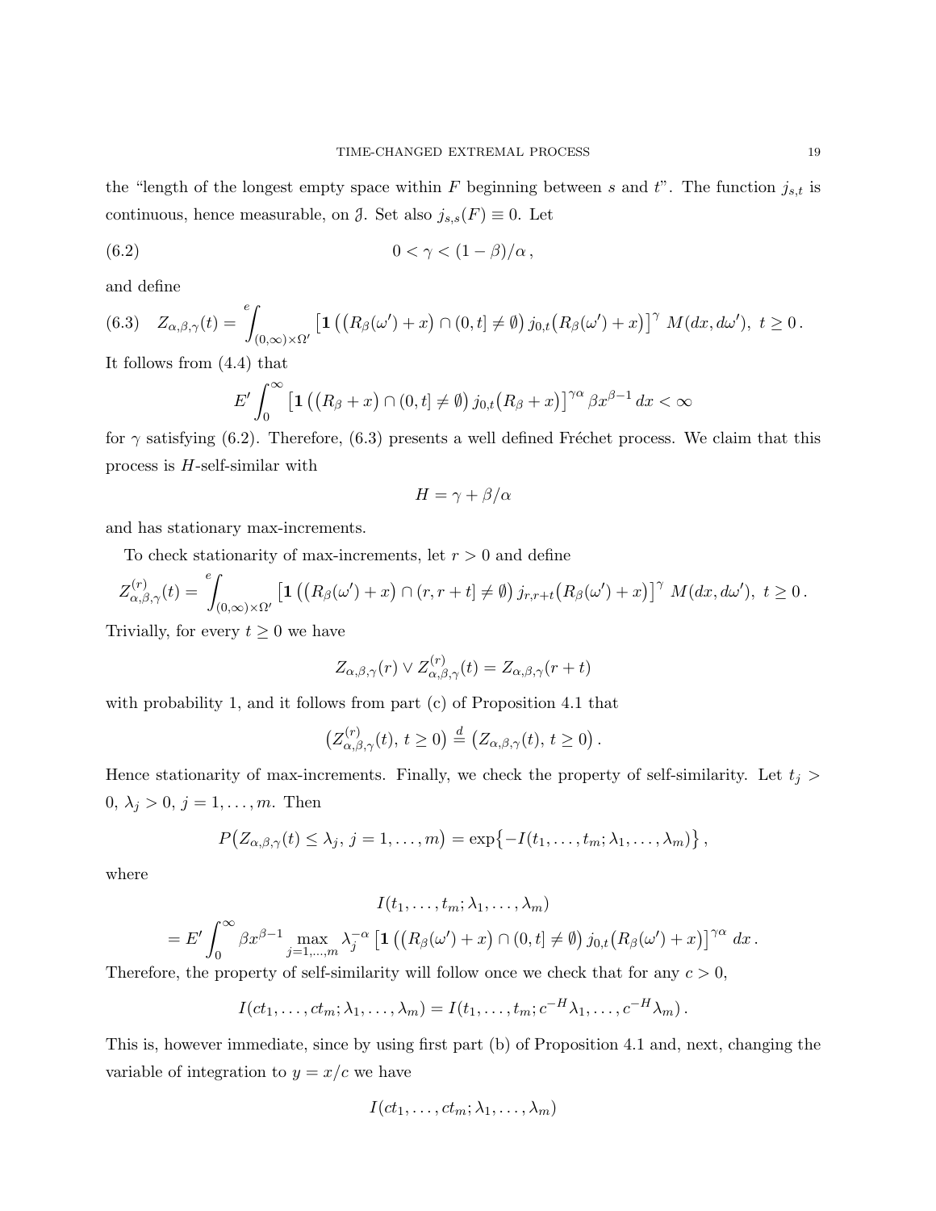the "length of the longest empty space within $F$ beginning between $s$ and $t$". The function $j_{s,t}$ is continuous, hence measurable, on $\mathcal{J}$. Set also $j_{s,s}(F) \equiv 0$. Let

$$
0 < \gamma < (1-\beta)/\alpha\,, \tag{6.2}
$$

and define

$$
Z_{\alpha,\beta,\gamma}(t) = {}^{e}\!\!\int_{(0,\infty)\times\Omega'} \left[\mathbf{1}\left(\big(R_\beta(\omega') + x\big)\cap(0,t] \neq \emptyset\right) j_{0,t}\big(R_\beta(\omega')+x\big)\right]^{\gamma} M(dx, d\omega'),\ t \geq 0\,. \tag{6.3}
$$

It follows from (4.4) that

$$
E' \int_0^\infty \left[\mathbf{1}\left(\big(R_\beta + x\big)\cap(0,t] \neq \emptyset\right) j_{0,t}\big(R_\beta+x\big)\right]^{\gamma\alpha} \beta x^{\beta-1}\, dx < \infty
$$

for $\gamma$ satisfying (6.2). Therefore, (6.3) presents a well defined Fréchet process. We claim that this process is $H$-self-similar with

$$
H = \gamma + \beta/\alpha
$$

and has stationary max-increments.

To check stationarity of max-increments, let $r > 0$ and define

$$
Z^{(r)}_{\alpha,\beta,\gamma}(t) = {}^{e}\!\!\int_{(0,\infty)\times\Omega'} \left[\mathbf{1}\left(\big(R_\beta(\omega') + x\big)\cap(r,r+t] \neq \emptyset\right) j_{r,r+t}\big(R_\beta(\omega')+x\big)\right]^{\gamma} M(dx, d\omega'),\ t \geq 0\,.
$$

Trivially, for every $t \geq 0$ we have

$$
Z_{\alpha,\beta,\gamma}(r) \vee Z^{(r)}_{\alpha,\beta,\gamma}(t) = Z_{\alpha,\beta,\gamma}(r+t)
$$

with probability 1, and it follows from part (c) of Proposition 4.1 that

$$
\big(Z^{(r)}_{\alpha,\beta,\gamma}(t),\, t \geq 0\big) \stackrel{d}{=} \big(Z_{\alpha,\beta,\gamma}(t),\, t\geq 0\big)\,.
$$

Hence stationarity of max-increments. Finally, we check the property of self-similarity. Let $t_j > 0$, $\lambda_j > 0$, $j = 1, \ldots, m$. Then

$$
P\big(Z_{\alpha,\beta,\gamma}(t) \leq \lambda_j,\ j = 1,\ldots,m\big) = \exp\big\{-I(t_1,\ldots,t_m;\lambda_1,\ldots,\lambda_m)\big\}\,,
$$

where

$$
\begin{aligned}
&I(t_1,\ldots,t_m;\lambda_1,\ldots,\lambda_m)\\
&= E'\int_0^\infty \beta x^{\beta-1} \max_{j=1,\ldots,m} \lambda_j^{-\alpha}\left[\mathbf{1}\left(\big(R_\beta(\omega') + x\big)\cap(0,t] \neq \emptyset\right) j_{0,t}\big(R_\beta(\omega')+x\big)\right]^{\gamma\alpha} dx\,.
\end{aligned}
$$

Therefore, the property of self-similarity will follow once we check that for any $c > 0$,

$$
I(ct_1,\ldots,ct_m;\lambda_1,\ldots,\lambda_m) = I(t_1,\ldots,t_m;c^{-H}\lambda_1,\ldots,c^{-H}\lambda_m)\,.
$$

This is, however immediate, since by using first part (b) of Proposition 4.1 and, next, changing the variable of integration to $y = x/c$ we have

$$
I(ct_1,\ldots,ct_m;\lambda_1,\ldots,\lambda_m)
$$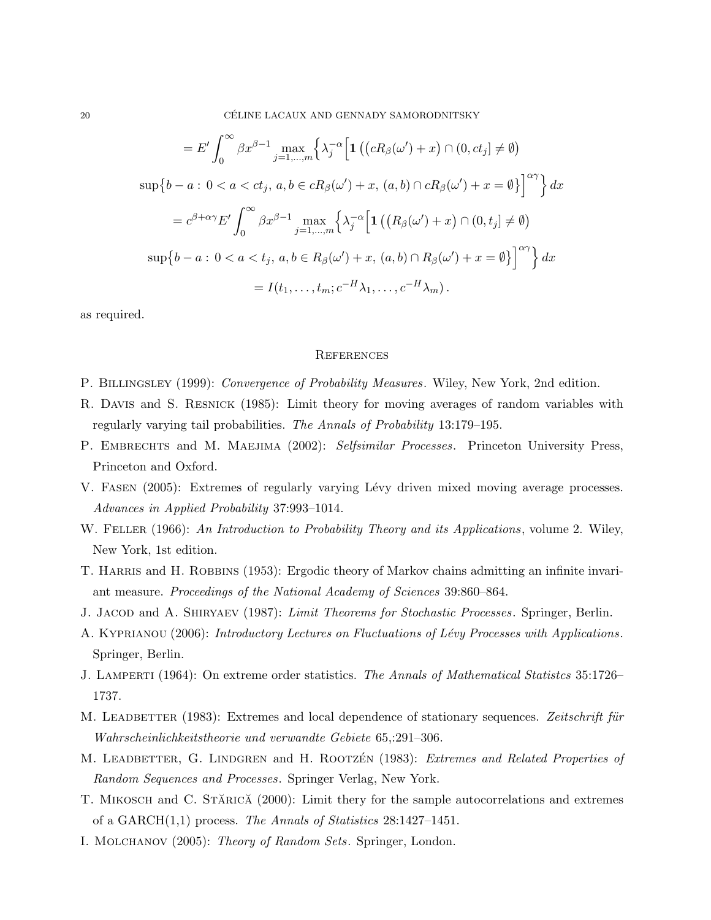$$
\begin{aligned}
&= E' \int_0^\infty \beta x^{\beta-1} \max_{j=1,\ldots,m} \Big\{ \lambda_j^{-\alpha} \Big[ \mathbf{1}\left( \big(cR_\beta(\omega') + x\big) \cap (0, ct_j] \neq \emptyset \right) \\
&\sup\big\{ b - a :\, 0 < a < ct_j,\, a, b \in cR_\beta(\omega') + x,\, (a,b) \cap cR_\beta(\omega') + x = \emptyset \big\} \Big]^{\alpha\gamma} \Big\}\, dx \\
&= c^{\beta+\alpha\gamma} E' \int_0^\infty \beta x^{\beta-1} \max_{j=1,\ldots,m} \Big\{ \lambda_j^{-\alpha} \Big[ \mathbf{1}\left( \big(R_\beta(\omega') + x\big) \cap (0, t_j] \neq \emptyset \right) \\
&\sup\big\{ b - a :\, 0 < a < t_j,\, a, b \in R_\beta(\omega') + x,\, (a,b) \cap R_\beta(\omega') + x = \emptyset \big\} \Big]^{\alpha\gamma} \Big\}\, dx \\
&= I(t_1, \ldots, t_m; c^{-H}\lambda_1, \ldots, c^{-H}\lambda_m)\,.
\end{aligned}
$$

as required.

## References

P. Billingsley (1999): *Convergence of Probability Measures*. Wiley, New York, 2nd edition.

R. Davis and S. Resnick (1985): Limit theory for moving averages of random variables with regularly varying tail probabilities. *The Annals of Probability* 13:179–195.

P. Embrechts and M. Maejima (2002): *Selfsimilar Processes*. Princeton University Press, Princeton and Oxford.

V. Fasen (2005): Extremes of regularly varying Lévy driven mixed moving average processes. *Advances in Applied Probability* 37:993–1014.

W. Feller (1966): *An Introduction to Probability Theory and its Applications*, volume 2. Wiley, New York, 1st edition.

T. Harris and H. Robbins (1953): Ergodic theory of Markov chains admitting an infinite invariant measure. *Proceedings of the National Academy of Sciences* 39:860–864.

J. Jacod and A. Shiryaev (1987): *Limit Theorems for Stochastic Processes*. Springer, Berlin.

A. Kyprianou (2006): *Introductory Lectures on Fluctuations of Lévy Processes with Applications*. Springer, Berlin.

J. Lamperti (1964): On extreme order statistics. *The Annals of Mathematical Statistcs* 35:1726–1737.

M. Leadbetter (1983): Extremes and local dependence of stationary sequences. *Zeitschrift für Wahrscheinlichkeitstheorie und verwandte Gebiete* 65,:291–306.

M. Leadbetter, G. Lindgren and H. Rootzén (1983): *Extremes and Related Properties of Random Sequences and Processes*. Springer Verlag, New York.

T. Mikosch and C. Stărică (2000): Limit thery for the sample autocorrelations and extremes of a GARCH(1,1) process. *The Annals of Statistics* 28:1427–1451.

I. Molchanov (2005): *Theory of Random Sets*. Springer, London.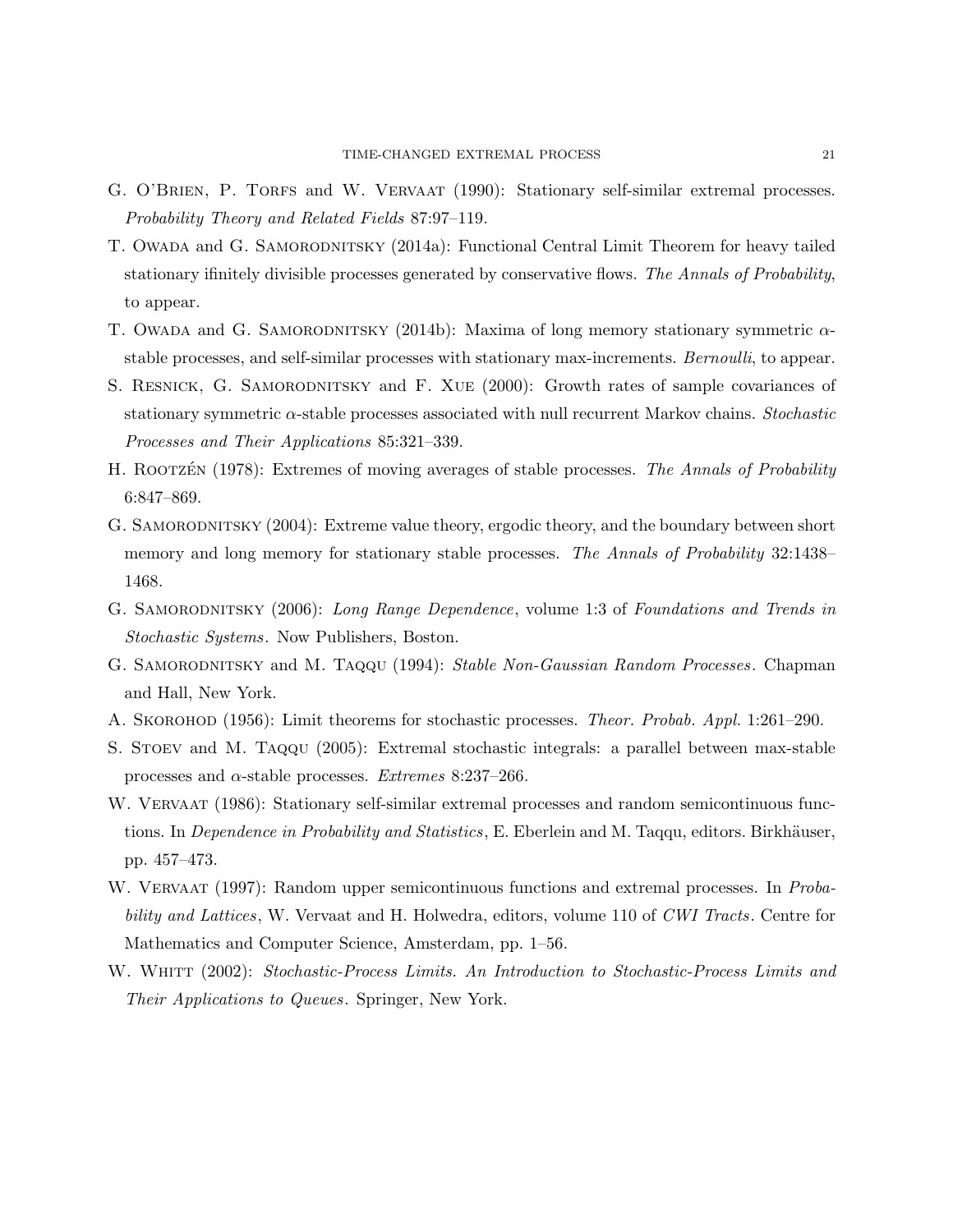G. O'Brien, P. Torfs and W. Vervaat (1990): Stationary self-similar extremal processes. *Probability Theory and Related Fields* 87:97–119.

T. Owada and G. Samorodnitsky (2014a): Functional Central Limit Theorem for heavy tailed stationary ifinitely divisible processes generated by conservative flows. *The Annals of Probability*, to appear.

T. Owada and G. Samorodnitsky (2014b): Maxima of long memory stationary symmetric $\alpha$-stable processes, and self-similar processes with stationary max-increments. *Bernoulli*, to appear.

S. Resnick, G. Samorodnitsky and F. Xue (2000): Growth rates of sample covariances of stationary symmetric $\alpha$-stable processes associated with null recurrent Markov chains. *Stochastic Processes and Their Applications* 85:321–339.

H. Rootzén (1978): Extremes of moving averages of stable processes. *The Annals of Probability* 6:847–869.

G. Samorodnitsky (2004): Extreme value theory, ergodic theory, and the boundary between short memory and long memory for stationary stable processes. *The Annals of Probability* 32:1438–1468.

G. Samorodnitsky (2006): *Long Range Dependence*, volume 1:3 of *Foundations and Trends in Stochastic Systems*. Now Publishers, Boston.

G. Samorodnitsky and M. Taqqu (1994): *Stable Non-Gaussian Random Processes*. Chapman and Hall, New York.

A. Skorohod (1956): Limit theorems for stochastic processes. *Theor. Probab. Appl.* 1:261–290.

S. Stoev and M. Taqqu (2005): Extremal stochastic integrals: a parallel between max-stable processes and $\alpha$-stable processes. *Extremes* 8:237–266.

W. Vervaat (1986): Stationary self-similar extremal processes and random semicontinuous functions. In *Dependence in Probability and Statistics*, E. Eberlein and M. Taqqu, editors. Birkhäuser, pp. 457–473.

W. Vervaat (1997): Random upper semicontinuous functions and extremal processes. In *Probability and Lattices*, W. Vervaat and H. Holwedra, editors, volume 110 of *CWI Tracts*. Centre for Mathematics and Computer Science, Amsterdam, pp. 1–56.

W. Whitt (2002): *Stochastic-Process Limits. An Introduction to Stochastic-Process Limits and Their Applications to Queues*. Springer, New York.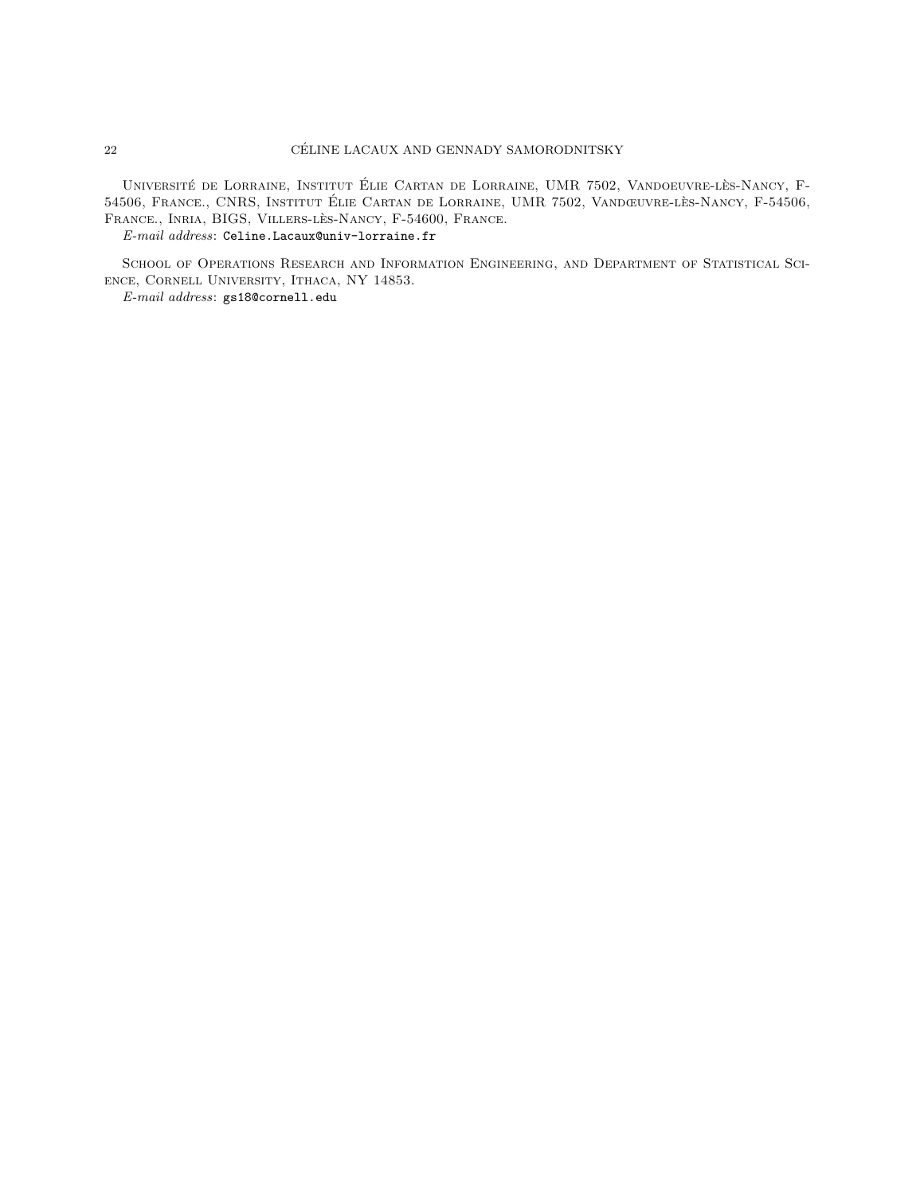Université de Lorraine, Institut Élie Cartan de Lorraine, UMR 7502, Vandoeuvre-lès-Nancy, F-54506, France., CNRS, Institut Élie Cartan de Lorraine, UMR 7502, Vandœuvre-lès-Nancy, F-54506, France., Inria, BIGS, Villers-lès-Nancy, F-54600, France.

*E-mail address*: Celine.Lacaux@univ-lorraine.fr

School of Operations Research and Information Engineering, and Department of Statistical Science, Cornell University, Ithaca, NY 14853.

*E-mail address*: gs18@cornell.edu